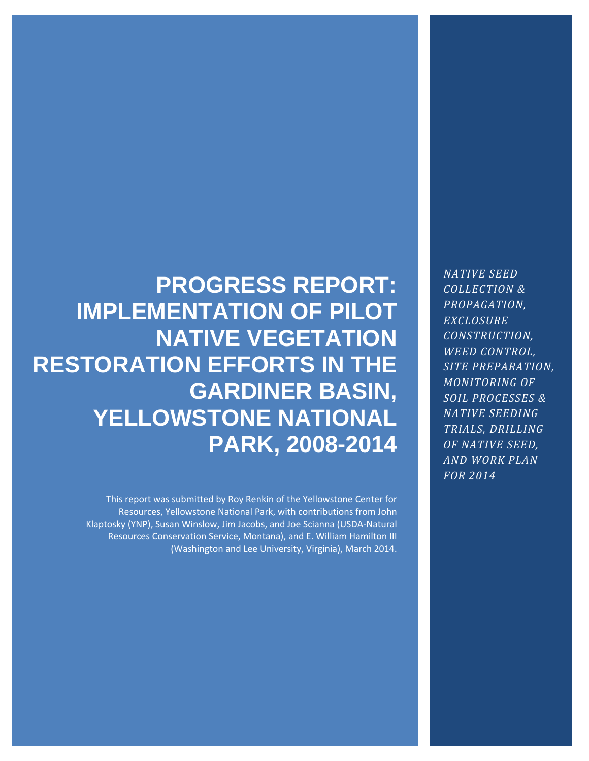# PROGRESS REPORT: IMPLEMENTATION OF PILOT NATIVE VEGETATION RESTORATION EFFORTS IN THE GARDINER BASIN, YELLOWSTONE NATIONAL PARK, 2008-2014

This report was submitted by Roy Renkin of the Yellowstone Center for Resources, Yellowstone National Park, with contributions from John Klaptosky (YNP), Susan Winslow, Jim Jacobs, and Joe Scianna (USDA-Natural Resources Conservation Service, Montana), and E. William Hamilton III (Washington and Lee University, Virginia), March 2014.

*NATIVE SEED COLLECTION & PROPAGATION, EXCLOSURE CONSTRUCTION, WEED CONTROL, SITE PREPARATION, MONITORING OF SOIL PROCESSES & NATIVE SEEDING TRIALS, DRILLING OF NATIVE SEED, AND WORK PLAN FOR 2014*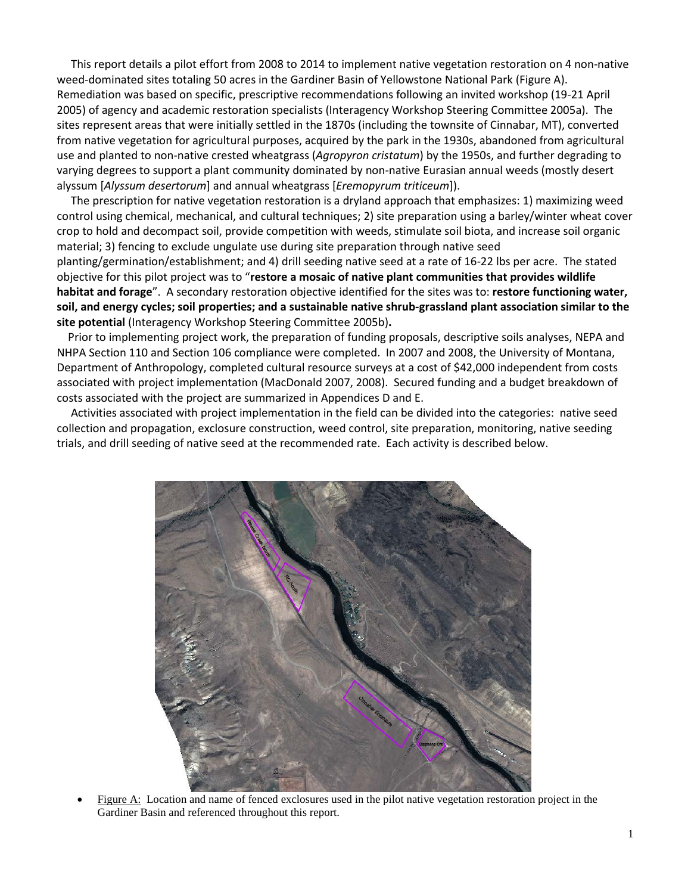This report details a pilot effort from 2008 to 2014 to implement native vegetation restoration on 4 non-native weed-dominated sites totaling 50 acres in the Gardiner Basin of Yellowstone National Park (Figure A). Remediation was based on specific, prescriptive recommendations following an invited workshop (19-21 April 2005) of agency and academic restoration specialists (Interagency Workshop Steering Committee 2005a). The sites represent areas that were initially settled in the 1870s (including the townsite of Cinnabar, MT), converted from native vegetation for agricultural purposes, acquired by the park in the 1930s, abandoned from agricultural use and planted to non-native crested wheatgrass (*Agropyron cristatum*) by the 1950s, and further degrading to varying degrees to support a plant community dominated by non-native Eurasian annual weeds (mostly desert alyssum [*Alyssum desertorum*] and annual wheatgrass [*Eremopyrum triticeum*]).

The prescription for native vegetation restoration is a dryland approach that emphasizes: 1) maximizing weed control using chemical, mechanical, and cultural techniques; 2) site preparation using a barley/winter wheat cover crop to hold and decompact soil, provide competition with weeds, stimulate soil biota, and increase soil organic material; 3) fencing to exclude ungulate use during site preparation through native seed planting/germination/establishment; and 4) drill seeding native seed at a rate of 16-22 lbs per acre. The stated objective for this pilot project was to "**restore a mosaic of native plant communities that provides wildlife habitat and forage**". A secondary restoration objective identified for the sites was to: **restore functioning water, soil, and energy cycles; soil properties; and a sustainable native shrub-grassland plant association similar to the site potential** (Interagency Workshop Steering Committee 2005b)**.**

Prior to implementing project work, the preparation of funding proposals, descriptive soils analyses, NEPA and NHPA Section 110 and Section 106 compliance were completed. In 2007 and 2008, the University of Montana, Department of Anthropology, completed cultural resource surveys at a cost of $42,000 independent from costs associated with project implementation (MacDonald 2007, 2008). Secured funding and a budget breakdown of costs associated with the project are summarized in Appendices D and E.

Activities associated with project implementation in the field can be divided into the categories: native seed collection and propagation, exclosure construction, weed control, site preparation, monitoring, native seeding trials, and drill seeding of native seed at the recommended rate. Each activity is described below.

Reese Creek North

RC South

Cinnabar Exclosure

Stephens Crk

- Figure A: Location and name of fenced exclosures used in the pilot native vegetation restoration project in the Gardiner Basin and referenced throughout this report.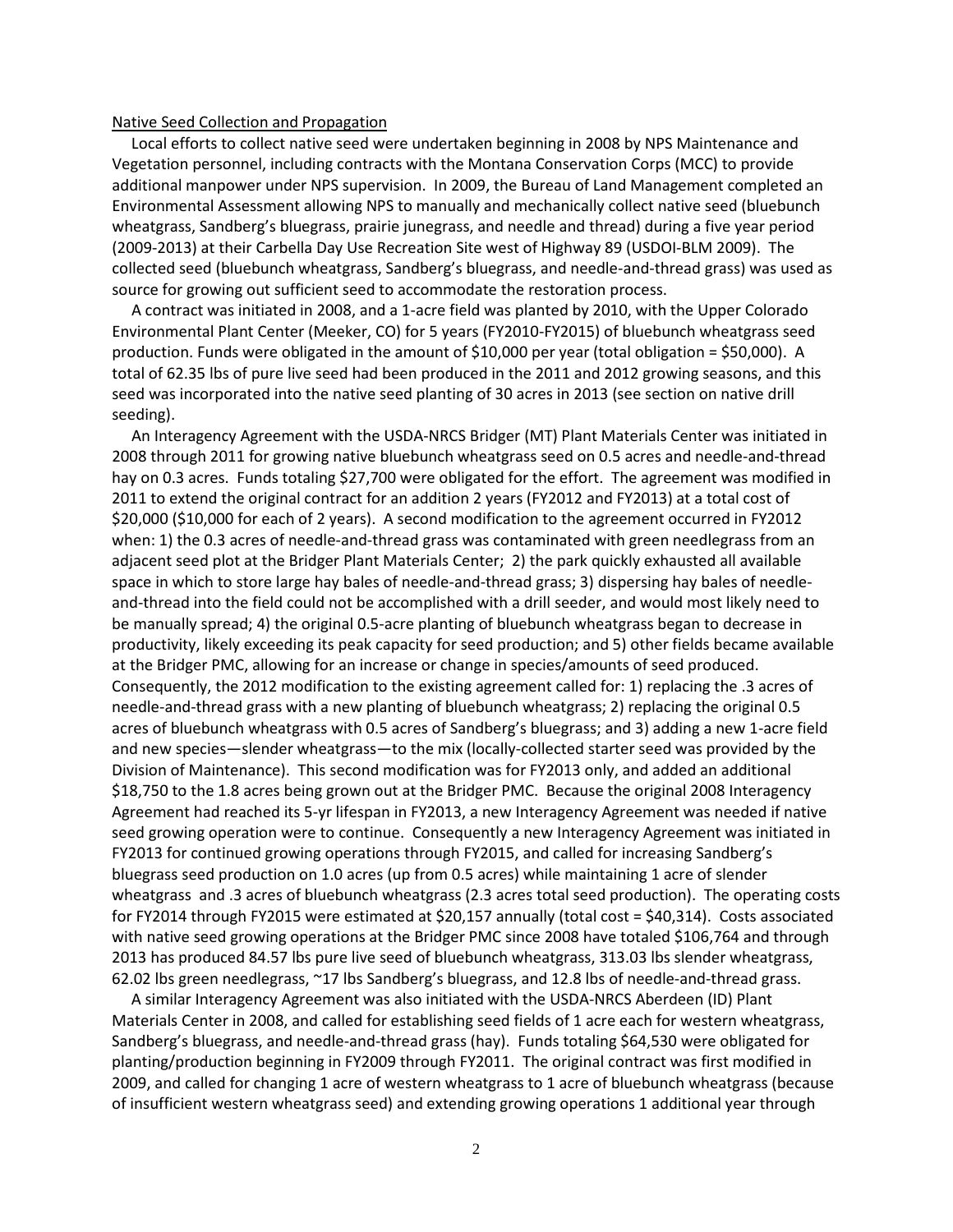Native Seed Collection and Propagation

Local efforts to collect native seed were undertaken beginning in 2008 by NPS Maintenance and Vegetation personnel, including contracts with the Montana Conservation Corps (MCC) to provide additional manpower under NPS supervision. In 2009, the Bureau of Land Management completed an Environmental Assessment allowing NPS to manually and mechanically collect native seed (bluebunch wheatgrass, Sandberg's bluegrass, prairie junegrass, and needle and thread) during a five year period (2009-2013) at their Carbella Day Use Recreation Site west of Highway 89 (USDOI-BLM 2009). The collected seed (bluebunch wheatgrass, Sandberg's bluegrass, and needle-and-thread grass) was used as source for growing out sufficient seed to accommodate the restoration process.

A contract was initiated in 2008, and a 1-acre field was planted by 2010, with the Upper Colorado Environmental Plant Center (Meeker, CO) for 5 years (FY2010-FY2015) of bluebunch wheatgrass seed production. Funds were obligated in the amount of $10,000 per year (total obligation = $50,000). A total of 62.35 lbs of pure live seed had been produced in the 2011 and 2012 growing seasons, and this seed was incorporated into the native seed planting of 30 acres in 2013 (see section on native drill seeding).

An Interagency Agreement with the USDA-NRCS Bridger (MT) Plant Materials Center was initiated in 2008 through 2011 for growing native bluebunch wheatgrass seed on 0.5 acres and needle-and-thread hay on 0.3 acres. Funds totaling $27,700 were obligated for the effort. The agreement was modified in 2011 to extend the original contract for an addition 2 years (FY2012 and FY2013) at a total cost of $20,000 ($10,000 for each of 2 years). A second modification to the agreement occurred in FY2012 when: 1) the 0.3 acres of needle-and-thread grass was contaminated with green needlegrass from an adjacent seed plot at the Bridger Plant Materials Center; 2) the park quickly exhausted all available space in which to store large hay bales of needle-and-thread grass; 3) dispersing hay bales of needle-and-thread into the field could not be accomplished with a drill seeder, and would most likely need to be manually spread; 4) the original 0.5-acre planting of bluebunch wheatgrass began to decrease in productivity, likely exceeding its peak capacity for seed production; and 5) other fields became available at the Bridger PMC, allowing for an increase or change in species/amounts of seed produced. Consequently, the 2012 modification to the existing agreement called for: 1) replacing the .3 acres of needle-and-thread grass with a new planting of bluebunch wheatgrass; 2) replacing the original 0.5 acres of bluebunch wheatgrass with 0.5 acres of Sandberg's bluegrass; and 3) adding a new 1-acre field and new species—slender wheatgrass—to the mix (locally-collected starter seed was provided by the Division of Maintenance). This second modification was for FY2013 only, and added an additional $18,750 to the 1.8 acres being grown out at the Bridger PMC. Because the original 2008 Interagency Agreement had reached its 5-yr lifespan in FY2013, a new Interagency Agreement was needed if native seed growing operation were to continue. Consequently a new Interagency Agreement was initiated in FY2013 for continued growing operations through FY2015, and called for increasing Sandberg's bluegrass seed production on 1.0 acres (up from 0.5 acres) while maintaining 1 acre of slender wheatgrass and .3 acres of bluebunch wheatgrass (2.3 acres total seed production). The operating costs for FY2014 through FY2015 were estimated at $20,157 annually (total cost = $40,314). Costs associated with native seed growing operations at the Bridger PMC since 2008 have totaled $106,764 and through 2013 has produced 84.57 lbs pure live seed of bluebunch wheatgrass, 313.03 lbs slender wheatgrass, 62.02 lbs green needlegrass, ~17 lbs Sandberg's bluegrass, and 12.8 lbs of needle-and-thread grass.

A similar Interagency Agreement was also initiated with the USDA-NRCS Aberdeen (ID) Plant Materials Center in 2008, and called for establishing seed fields of 1 acre each for western wheatgrass, Sandberg's bluegrass, and needle-and-thread grass (hay). Funds totaling $64,530 were obligated for planting/production beginning in FY2009 through FY2011. The original contract was first modified in 2009, and called for changing 1 acre of western wheatgrass to 1 acre of bluebunch wheatgrass (because of insufficient western wheatgrass seed) and extending growing operations 1 additional year through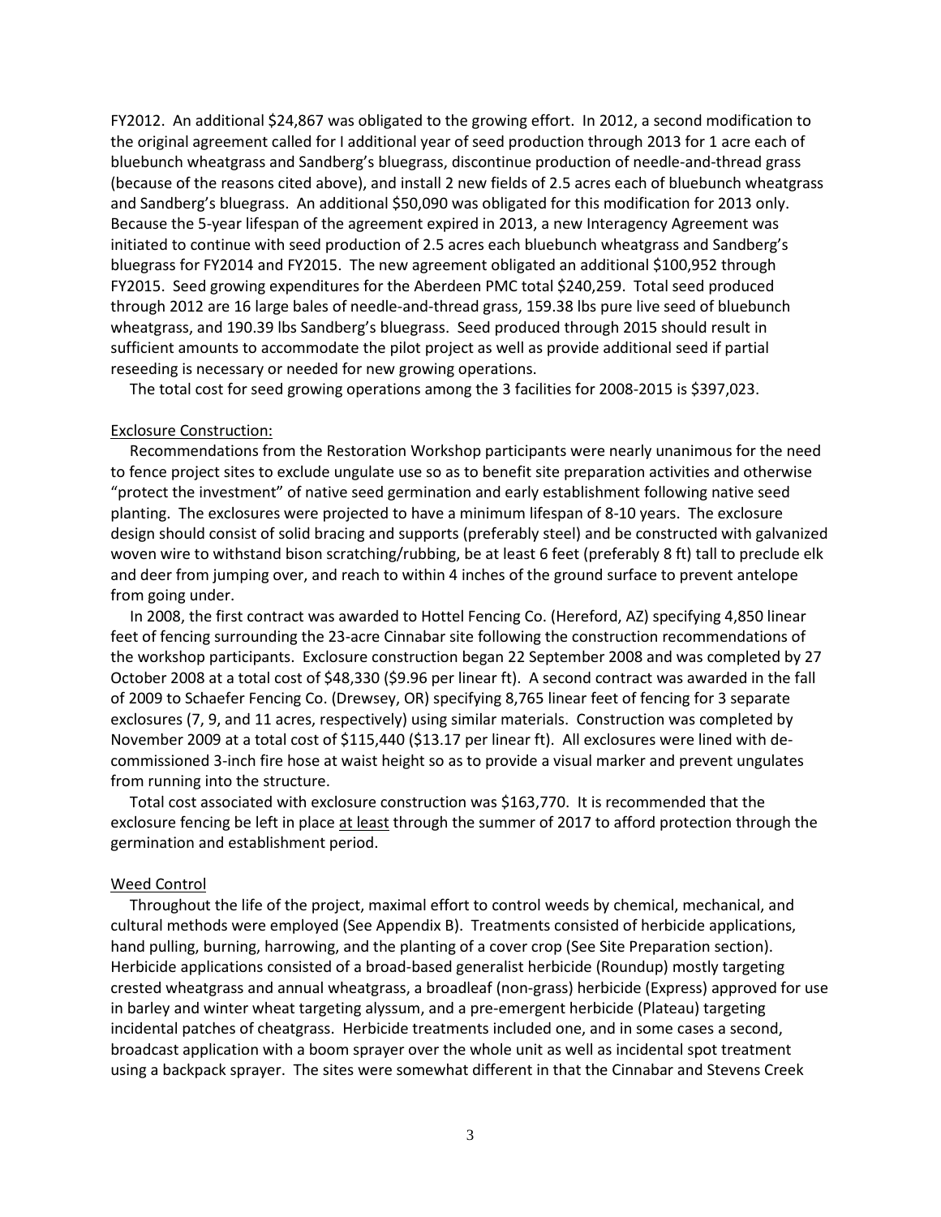FY2012. An additional $24,867 was obligated to the growing effort. In 2012, a second modification to the original agreement called for I additional year of seed production through 2013 for 1 acre each of bluebunch wheatgrass and Sandberg's bluegrass, discontinue production of needle-and-thread grass (because of the reasons cited above), and install 2 new fields of 2.5 acres each of bluebunch wheatgrass and Sandberg's bluegrass. An additional $50,090 was obligated for this modification for 2013 only. Because the 5-year lifespan of the agreement expired in 2013, a new Interagency Agreement was initiated to continue with seed production of 2.5 acres each bluebunch wheatgrass and Sandberg's bluegrass for FY2014 and FY2015. The new agreement obligated an additional $100,952 through FY2015. Seed growing expenditures for the Aberdeen PMC total $240,259. Total seed produced through 2012 are 16 large bales of needle-and-thread grass, 159.38 lbs pure live seed of bluebunch wheatgrass, and 190.39 lbs Sandberg's bluegrass. Seed produced through 2015 should result in sufficient amounts to accommodate the pilot project as well as provide additional seed if partial reseeding is necessary or needed for new growing operations.

The total cost for seed growing operations among the 3 facilities for 2008-2015 is $397,023.

Exclosure Construction:

Recommendations from the Restoration Workshop participants were nearly unanimous for the need to fence project sites to exclude ungulate use so as to benefit site preparation activities and otherwise "protect the investment" of native seed germination and early establishment following native seed planting. The exclosures were projected to have a minimum lifespan of 8-10 years. The exclosure design should consist of solid bracing and supports (preferably steel) and be constructed with galvanized woven wire to withstand bison scratching/rubbing, be at least 6 feet (preferably 8 ft) tall to preclude elk and deer from jumping over, and reach to within 4 inches of the ground surface to prevent antelope from going under.

In 2008, the first contract was awarded to Hottel Fencing Co. (Hereford, AZ) specifying 4,850 linear feet of fencing surrounding the 23-acre Cinnabar site following the construction recommendations of the workshop participants. Exclosure construction began 22 September 2008 and was completed by 27 October 2008 at a total cost of $48,330 ($9.96 per linear ft). A second contract was awarded in the fall of 2009 to Schaefer Fencing Co. (Drewsey, OR) specifying 8,765 linear feet of fencing for 3 separate exclosures (7, 9, and 11 acres, respectively) using similar materials. Construction was completed by November 2009 at a total cost of $115,440 ($13.17 per linear ft). All exclosures were lined with de-commissioned 3-inch fire hose at waist height so as to provide a visual marker and prevent ungulates from running into the structure.

Total cost associated with exclosure construction was $163,770. It is recommended that the exclosure fencing be left in place at least through the summer of 2017 to afford protection through the germination and establishment period.

Weed Control

Throughout the life of the project, maximal effort to control weeds by chemical, mechanical, and cultural methods were employed (See Appendix B). Treatments consisted of herbicide applications, hand pulling, burning, harrowing, and the planting of a cover crop (See Site Preparation section). Herbicide applications consisted of a broad-based generalist herbicide (Roundup) mostly targeting crested wheatgrass and annual wheatgrass, a broadleaf (non-grass) herbicide (Express) approved for use in barley and winter wheat targeting alyssum, and a pre-emergent herbicide (Plateau) targeting incidental patches of cheatgrass. Herbicide treatments included one, and in some cases a second, broadcast application with a boom sprayer over the whole unit as well as incidental spot treatment using a backpack sprayer. The sites were somewhat different in that the Cinnabar and Stevens Creek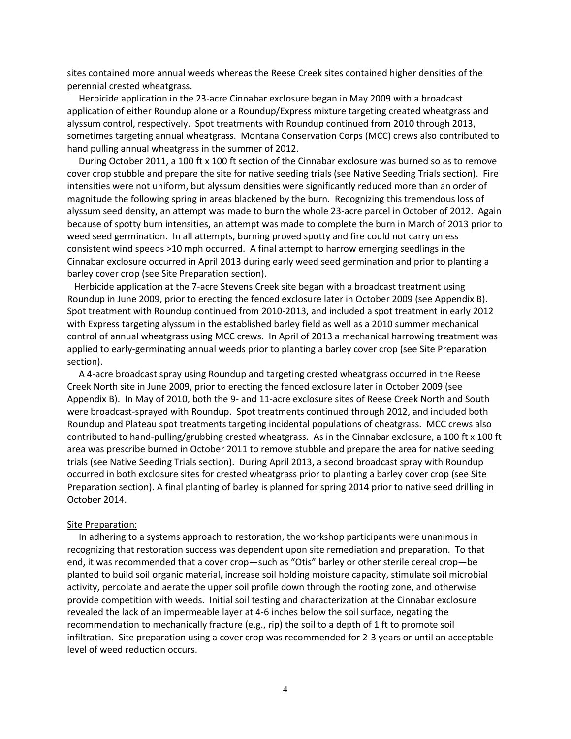sites contained more annual weeds whereas the Reese Creek sites contained higher densities of the perennial crested wheatgrass.

Herbicide application in the 23-acre Cinnabar exclosure began in May 2009 with a broadcast application of either Roundup alone or a Roundup/Express mixture targeting created wheatgrass and alyssum control, respectively. Spot treatments with Roundup continued from 2010 through 2013, sometimes targeting annual wheatgrass. Montana Conservation Corps (MCC) crews also contributed to hand pulling annual wheatgrass in the summer of 2012.

During October 2011, a 100 ft x 100 ft section of the Cinnabar exclosure was burned so as to remove cover crop stubble and prepare the site for native seeding trials (see Native Seeding Trials section). Fire intensities were not uniform, but alyssum densities were significantly reduced more than an order of magnitude the following spring in areas blackened by the burn. Recognizing this tremendous loss of alyssum seed density, an attempt was made to burn the whole 23-acre parcel in October of 2012. Again because of spotty burn intensities, an attempt was made to complete the burn in March of 2013 prior to weed seed germination. In all attempts, burning proved spotty and fire could not carry unless consistent wind speeds >10 mph occurred. A final attempt to harrow emerging seedlings in the Cinnabar exclosure occurred in April 2013 during early weed seed germination and prior to planting a barley cover crop (see Site Preparation section).

Herbicide application at the 7-acre Stevens Creek site began with a broadcast treatment using Roundup in June 2009, prior to erecting the fenced exclosure later in October 2009 (see Appendix B). Spot treatment with Roundup continued from 2010-2013, and included a spot treatment in early 2012 with Express targeting alyssum in the established barley field as well as a 2010 summer mechanical control of annual wheatgrass using MCC crews. In April of 2013 a mechanical harrowing treatment was applied to early-germinating annual weeds prior to planting a barley cover crop (see Site Preparation section).

A 4-acre broadcast spray using Roundup and targeting crested wheatgrass occurred in the Reese Creek North site in June 2009, prior to erecting the fenced exclosure later in October 2009 (see Appendix B). In May of 2010, both the 9- and 11-acre exclosure sites of Reese Creek North and South were broadcast-sprayed with Roundup. Spot treatments continued through 2012, and included both Roundup and Plateau spot treatments targeting incidental populations of cheatgrass. MCC crews also contributed to hand-pulling/grubbing crested wheatgrass. As in the Cinnabar exclosure, a 100 ft x 100 ft area was prescribe burned in October 2011 to remove stubble and prepare the area for native seeding trials (see Native Seeding Trials section). During April 2013, a second broadcast spray with Roundup occurred in both exclosure sites for crested wheatgrass prior to planting a barley cover crop (see Site Preparation section). A final planting of barley is planned for spring 2014 prior to native seed drilling in October 2014.

Site Preparation:

In adhering to a systems approach to restoration, the workshop participants were unanimous in recognizing that restoration success was dependent upon site remediation and preparation. To that end, it was recommended that a cover crop—such as "Otis" barley or other sterile cereal crop—be planted to build soil organic material, increase soil holding moisture capacity, stimulate soil microbial activity, percolate and aerate the upper soil profile down through the rooting zone, and otherwise provide competition with weeds. Initial soil testing and characterization at the Cinnabar exclosure revealed the lack of an impermeable layer at 4-6 inches below the soil surface, negating the recommendation to mechanically fracture (e.g., rip) the soil to a depth of 1 ft to promote soil infiltration. Site preparation using a cover crop was recommended for 2-3 years or until an acceptable level of weed reduction occurs.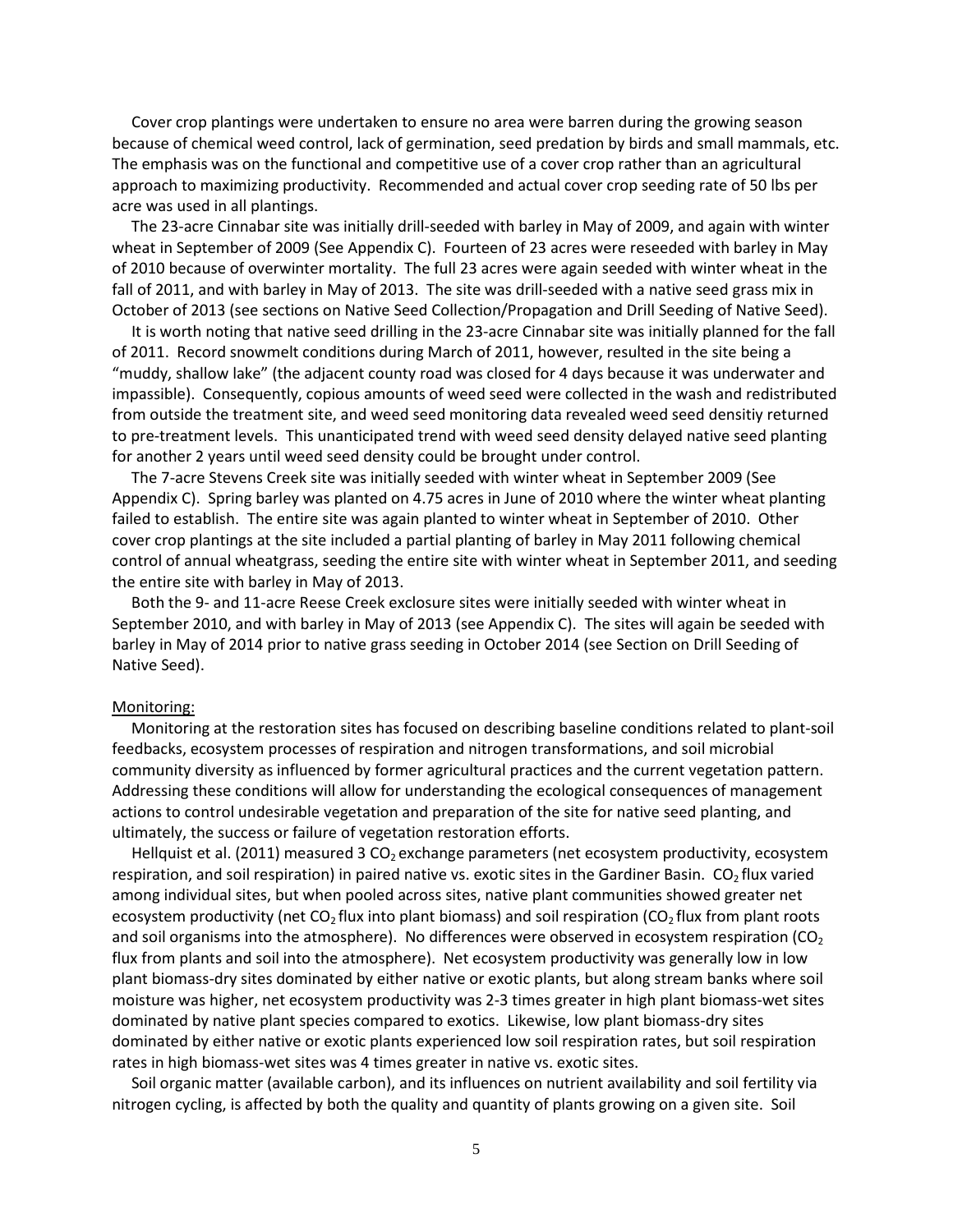Cover crop plantings were undertaken to ensure no area were barren during the growing season because of chemical weed control, lack of germination, seed predation by birds and small mammals, etc. The emphasis was on the functional and competitive use of a cover crop rather than an agricultural approach to maximizing productivity. Recommended and actual cover crop seeding rate of 50 lbs per acre was used in all plantings.

The 23-acre Cinnabar site was initially drill-seeded with barley in May of 2009, and again with winter wheat in September of 2009 (See Appendix C). Fourteen of 23 acres were reseeded with barley in May of 2010 because of overwinter mortality. The full 23 acres were again seeded with winter wheat in the fall of 2011, and with barley in May of 2013. The site was drill-seeded with a native seed grass mix in October of 2013 (see sections on Native Seed Collection/Propagation and Drill Seeding of Native Seed).

It is worth noting that native seed drilling in the 23-acre Cinnabar site was initially planned for the fall of 2011. Record snowmelt conditions during March of 2011, however, resulted in the site being a "muddy, shallow lake" (the adjacent county road was closed for 4 days because it was underwater and impassible). Consequently, copious amounts of weed seed were collected in the wash and redistributed from outside the treatment site, and weed seed monitoring data revealed weed seed densitiy returned to pre-treatment levels. This unanticipated trend with weed seed density delayed native seed planting for another 2 years until weed seed density could be brought under control.

The 7-acre Stevens Creek site was initially seeded with winter wheat in September 2009 (See Appendix C). Spring barley was planted on 4.75 acres in June of 2010 where the winter wheat planting failed to establish. The entire site was again planted to winter wheat in September of 2010. Other cover crop plantings at the site included a partial planting of barley in May 2011 following chemical control of annual wheatgrass, seeding the entire site with winter wheat in September 2011, and seeding the entire site with barley in May of 2013.

Both the 9- and 11-acre Reese Creek exclosure sites were initially seeded with winter wheat in September 2010, and with barley in May of 2013 (see Appendix C). The sites will again be seeded with barley in May of 2014 prior to native grass seeding in October 2014 (see Section on Drill Seeding of Native Seed).

Monitoring:

Monitoring at the restoration sites has focused on describing baseline conditions related to plant-soil feedbacks, ecosystem processes of respiration and nitrogen transformations, and soil microbial community diversity as influenced by former agricultural practices and the current vegetation pattern. Addressing these conditions will allow for understanding the ecological consequences of management actions to control undesirable vegetation and preparation of the site for native seed planting, and ultimately, the success or failure of vegetation restoration efforts.

Hellquist et al. (2011) measured 3 $CO_2$ exchange parameters (net ecosystem productivity, ecosystem respiration, and soil respiration) in paired native vs. exotic sites in the Gardiner Basin. $CO_2$ flux varied among individual sites, but when pooled across sites, native plant communities showed greater net ecosystem productivity (net $CO_2$ flux into plant biomass) and soil respiration ($CO_2$ flux from plant roots and soil organisms into the atmosphere). No differences were observed in ecosystem respiration ($CO_2$ flux from plants and soil into the atmosphere). Net ecosystem productivity was generally low in low plant biomass-dry sites dominated by either native or exotic plants, but along stream banks where soil moisture was higher, net ecosystem productivity was 2-3 times greater in high plant biomass-wet sites dominated by native plant species compared to exotics. Likewise, low plant biomass-dry sites dominated by either native or exotic plants experienced low soil respiration rates, but soil respiration rates in high biomass-wet sites was 4 times greater in native vs. exotic sites.

Soil organic matter (available carbon), and its influences on nutrient availability and soil fertility via nitrogen cycling, is affected by both the quality and quantity of plants growing on a given site. Soil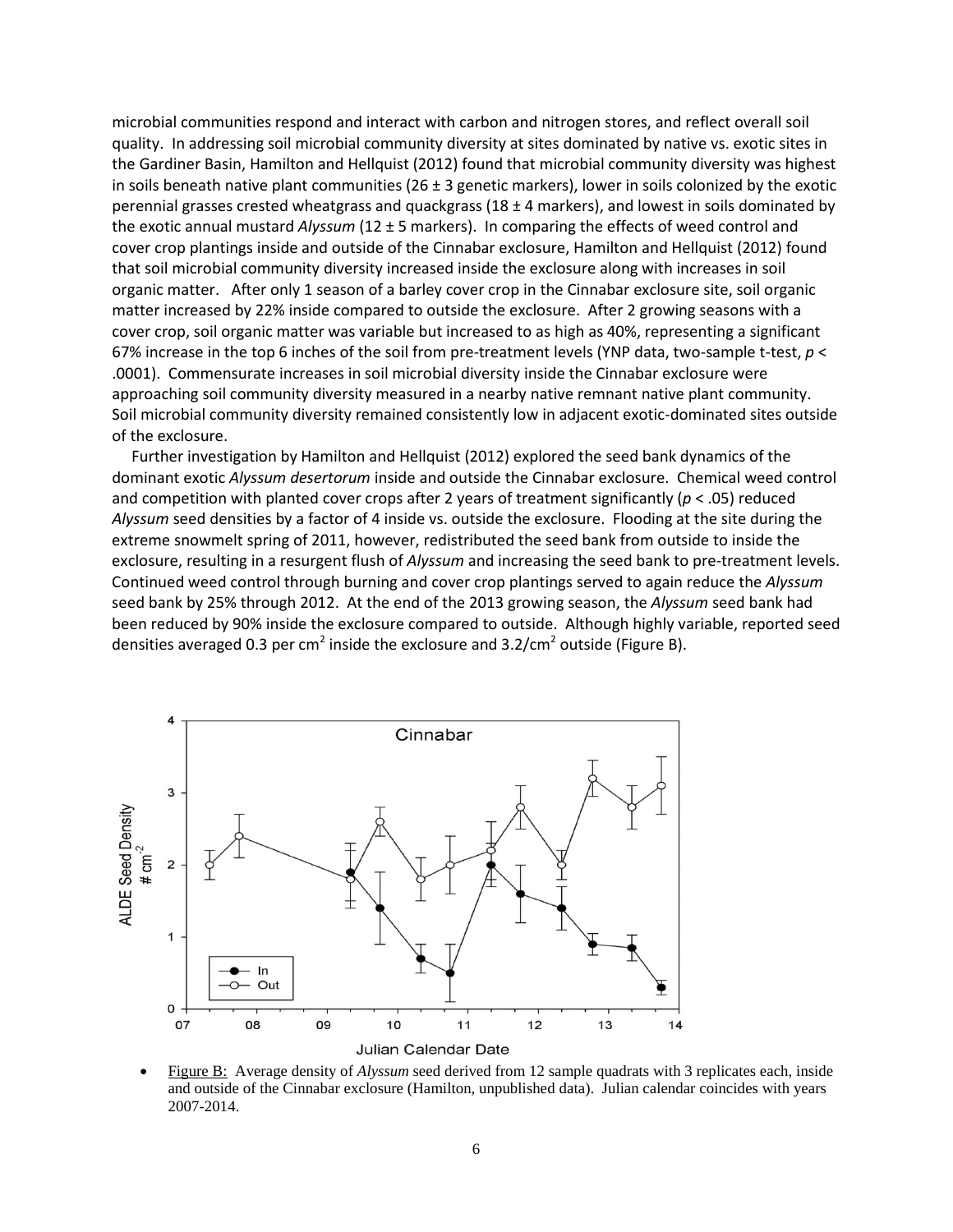microbial communities respond and interact with carbon and nitrogen stores, and reflect overall soil quality. In addressing soil microbial community diversity at sites dominated by native vs. exotic sites in the Gardiner Basin, Hamilton and Hellquist (2012) found that microbial community diversity was highest in soils beneath native plant communities (26 ± 3 genetic markers), lower in soils colonized by the exotic perennial grasses crested wheatgrass and quackgrass (18 ± 4 markers), and lowest in soils dominated by the exotic annual mustard *Alyssum* (12 ± 5 markers). In comparing the effects of weed control and cover crop plantings inside and outside of the Cinnabar exclosure, Hamilton and Hellquist (2012) found that soil microbial community diversity increased inside the exclosure along with increases in soil organic matter. After only 1 season of a barley cover crop in the Cinnabar exclosure site, soil organic matter increased by 22% inside compared to outside the exclosure. After 2 growing seasons with a cover crop, soil organic matter was variable but increased to as high as 40%, representing a significant 67% increase in the top 6 inches of the soil from pre-treatment levels (YNP data, two-sample t-test, $p < .0001$). Commensurate increases in soil microbial diversity inside the Cinnabar exclosure were approaching soil community diversity measured in a nearby native remnant native plant community. Soil microbial community diversity remained consistently low in adjacent exotic-dominated sites outside of the exclosure.

Further investigation by Hamilton and Hellquist (2012) explored the seed bank dynamics of the dominant exotic *Alyssum desertorum* inside and outside the Cinnabar exclosure. Chemical weed control and competition with planted cover crops after 2 years of treatment significantly ($p < .05$) reduced *Alyssum* seed densities by a factor of 4 inside vs. outside the exclosure. Flooding at the site during the extreme snowmelt spring of 2011, however, redistributed the seed bank from outside to inside the exclosure, resulting in a resurgent flush of *Alyssum* and increasing the seed bank to pre-treatment levels. Continued weed control through burning and cover crop plantings served to again reduce the *Alyssum* seed bank by 25% through 2012. At the end of the 2013 growing season, the *Alyssum* seed bank had been reduced by 90% inside the exclosure compared to outside. Although highly variable, reported seed densities averaged 0.3 per $cm^2$ inside the exclosure and $3.2/cm^2$ outside (Figure B).

Cinnabar

ALDE Seed Density # $cm^{-2}$

0
1
2
3
4

07
08
09
10
11
12
13
14

Julian Calendar Date

In
Out

- Figure B: Average density of *Alyssum* seed derived from 12 sample quadrats with 3 replicates each, inside and outside of the Cinnabar exclosure (Hamilton, unpublished data). Julian calendar coincides with years 2007-2014.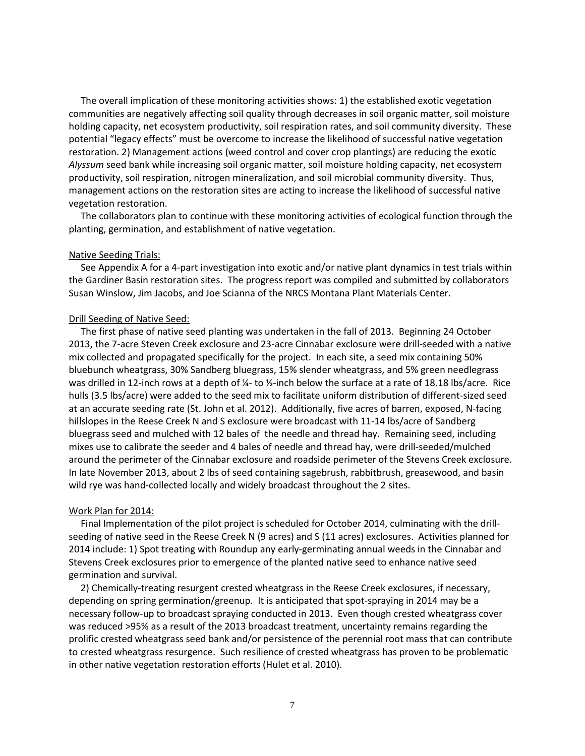The overall implication of these monitoring activities shows: 1) the established exotic vegetation communities are negatively affecting soil quality through decreases in soil organic matter, soil moisture holding capacity, net ecosystem productivity, soil respiration rates, and soil community diversity. These potential "legacy effects" must be overcome to increase the likelihood of successful native vegetation restoration. 2) Management actions (weed control and cover crop plantings) are reducing the exotic *Alyssum* seed bank while increasing soil organic matter, soil moisture holding capacity, net ecosystem productivity, soil respiration, nitrogen mineralization, and soil microbial community diversity. Thus, management actions on the restoration sites are acting to increase the likelihood of successful native vegetation restoration.

The collaborators plan to continue with these monitoring activities of ecological function through the planting, germination, and establishment of native vegetation.

Native Seeding Trials:

See Appendix A for a 4-part investigation into exotic and/or native plant dynamics in test trials within the Gardiner Basin restoration sites. The progress report was compiled and submitted by collaborators Susan Winslow, Jim Jacobs, and Joe Scianna of the NRCS Montana Plant Materials Center.

Drill Seeding of Native Seed:

The first phase of native seed planting was undertaken in the fall of 2013. Beginning 24 October 2013, the 7-acre Steven Creek exclosure and 23-acre Cinnabar exclosure were drill-seeded with a native mix collected and propagated specifically for the project. In each site, a seed mix containing 50% bluebunch wheatgrass, 30% Sandberg bluegrass, 15% slender wheatgrass, and 5% green needlegrass was drilled in 12-inch rows at a depth of ¼- to ½-inch below the surface at a rate of 18.18 lbs/acre. Rice hulls (3.5 lbs/acre) were added to the seed mix to facilitate uniform distribution of different-sized seed at an accurate seeding rate (St. John et al. 2012). Additionally, five acres of barren, exposed, N-facing hillslopes in the Reese Creek N and S exclosure were broadcast with 11-14 lbs/acre of Sandberg bluegrass seed and mulched with 12 bales of the needle and thread hay. Remaining seed, including mixes use to calibrate the seeder and 4 bales of needle and thread hay, were drill-seeded/mulched around the perimeter of the Cinnabar exclosure and roadside perimeter of the Stevens Creek exclosure. In late November 2013, about 2 lbs of seed containing sagebrush, rabbitbrush, greasewood, and basin wild rye was hand-collected locally and widely broadcast throughout the 2 sites.

Work Plan for 2014:

Final Implementation of the pilot project is scheduled for October 2014, culminating with the drill-seeding of native seed in the Reese Creek N (9 acres) and S (11 acres) exclosures. Activities planned for 2014 include: 1) Spot treating with Roundup any early-germinating annual weeds in the Cinnabar and Stevens Creek exclosures prior to emergence of the planted native seed to enhance native seed germination and survival.

2) Chemically-treating resurgent crested wheatgrass in the Reese Creek exclosures, if necessary, depending on spring germination/greenup. It is anticipated that spot-spraying in 2014 may be a necessary follow-up to broadcast spraying conducted in 2013. Even though crested wheatgrass cover was reduced >95% as a result of the 2013 broadcast treatment, uncertainty remains regarding the prolific crested wheatgrass seed bank and/or persistence of the perennial root mass that can contribute to crested wheatgrass resurgence. Such resilience of crested wheatgrass has proven to be problematic in other native vegetation restoration efforts (Hulet et al. 2010).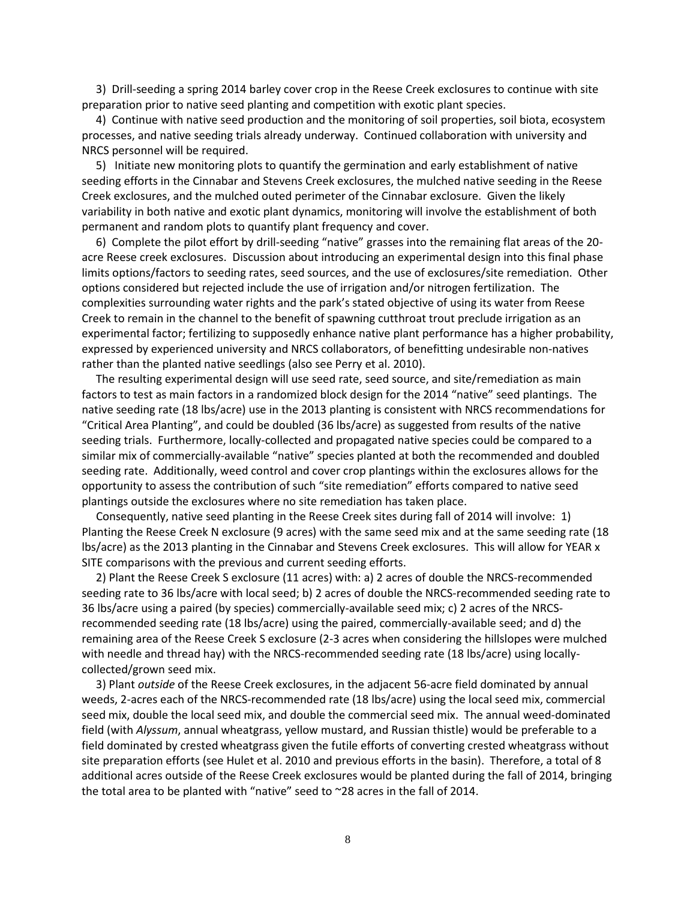3) Drill-seeding a spring 2014 barley cover crop in the Reese Creek exclosures to continue with site preparation prior to native seed planting and competition with exotic plant species.

4) Continue with native seed production and the monitoring of soil properties, soil biota, ecosystem processes, and native seeding trials already underway. Continued collaboration with university and NRCS personnel will be required.

5) Initiate new monitoring plots to quantify the germination and early establishment of native seeding efforts in the Cinnabar and Stevens Creek exclosures, the mulched native seeding in the Reese Creek exclosures, and the mulched outed perimeter of the Cinnabar exclosure. Given the likely variability in both native and exotic plant dynamics, monitoring will involve the establishment of both permanent and random plots to quantify plant frequency and cover.

6) Complete the pilot effort by drill-seeding "native" grasses into the remaining flat areas of the 20-acre Reese creek exclosures. Discussion about introducing an experimental design into this final phase limits options/factors to seeding rates, seed sources, and the use of exclosures/site remediation. Other options considered but rejected include the use of irrigation and/or nitrogen fertilization. The complexities surrounding water rights and the park's stated objective of using its water from Reese Creek to remain in the channel to the benefit of spawning cutthroat trout preclude irrigation as an experimental factor; fertilizing to supposedly enhance native plant performance has a higher probability, expressed by experienced university and NRCS collaborators, of benefitting undesirable non-natives rather than the planted native seedlings (also see Perry et al. 2010).

The resulting experimental design will use seed rate, seed source, and site/remediation as main factors to test as main factors in a randomized block design for the 2014 "native" seed plantings. The native seeding rate (18 lbs/acre) use in the 2013 planting is consistent with NRCS recommendations for "Critical Area Planting", and could be doubled (36 lbs/acre) as suggested from results of the native seeding trials. Furthermore, locally-collected and propagated native species could be compared to a similar mix of commercially-available "native" species planted at both the recommended and doubled seeding rate. Additionally, weed control and cover crop plantings within the exclosures allows for the opportunity to assess the contribution of such "site remediation" efforts compared to native seed plantings outside the exclosures where no site remediation has taken place.

Consequently, native seed planting in the Reese Creek sites during fall of 2014 will involve: 1) Planting the Reese Creek N exclosure (9 acres) with the same seed mix and at the same seeding rate (18 lbs/acre) as the 2013 planting in the Cinnabar and Stevens Creek exclosures. This will allow for YEAR x SITE comparisons with the previous and current seeding efforts.

2) Plant the Reese Creek S exclosure (11 acres) with: a) 2 acres of double the NRCS-recommended seeding rate to 36 lbs/acre with local seed; b) 2 acres of double the NRCS-recommended seeding rate to 36 lbs/acre using a paired (by species) commercially-available seed mix; c) 2 acres of the NRCS-recommended seeding rate (18 lbs/acre) using the paired, commercially-available seed; and d) the remaining area of the Reese Creek S exclosure (2-3 acres when considering the hillslopes were mulched with needle and thread hay) with the NRCS-recommended seeding rate (18 lbs/acre) using locally-collected/grown seed mix.

3) Plant *outside* of the Reese Creek exclosures, in the adjacent 56-acre field dominated by annual weeds, 2-acres each of the NRCS-recommended rate (18 lbs/acre) using the local seed mix, commercial seed mix, double the local seed mix, and double the commercial seed mix. The annual weed-dominated field (with *Alyssum*, annual wheatgrass, yellow mustard, and Russian thistle) would be preferable to a field dominated by crested wheatgrass given the futile efforts of converting crested wheatgrass without site preparation efforts (see Hulet et al. 2010 and previous efforts in the basin). Therefore, a total of 8 additional acres outside of the Reese Creek exclosures would be planted during the fall of 2014, bringing the total area to be planted with "native" seed to ~28 acres in the fall of 2014.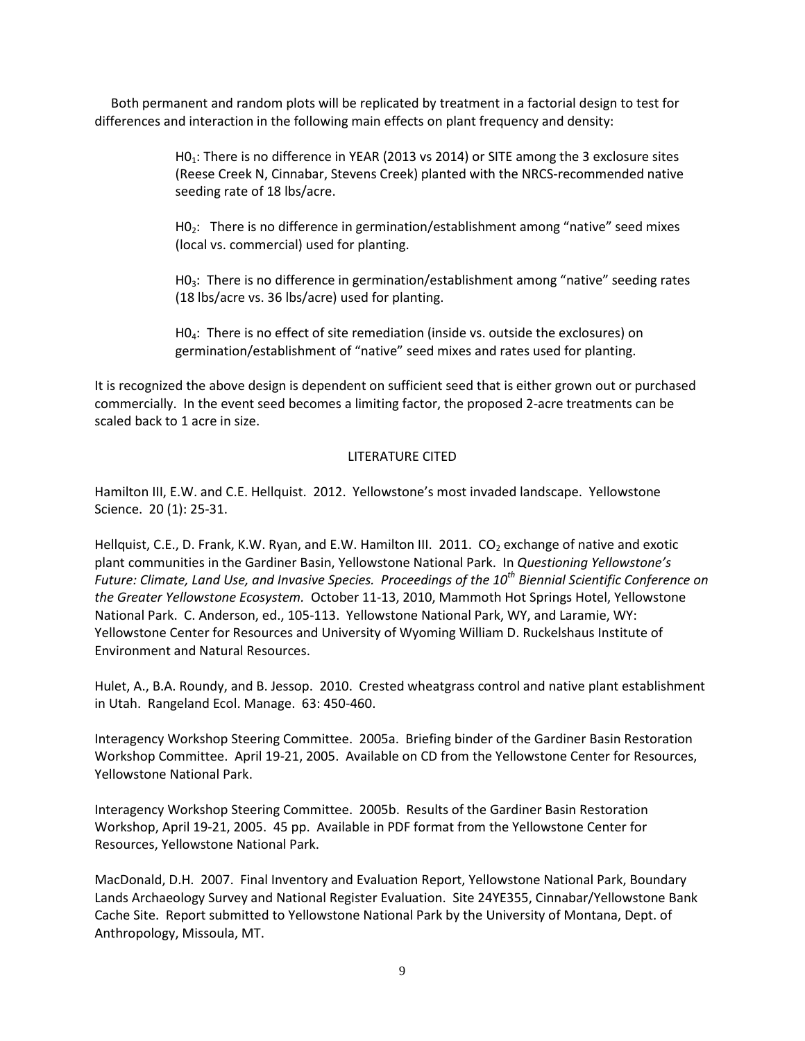Both permanent and random plots will be replicated by treatment in a factorial design to test for differences and interaction in the following main effects on plant frequency and density:

> $H0_1$: There is no difference in YEAR (2013 vs 2014) or SITE among the 3 exclosure sites (Reese Creek N, Cinnabar, Stevens Creek) planted with the NRCS-recommended native seeding rate of 18 lbs/acre.
>
> $H0_2$: There is no difference in germination/establishment among "native" seed mixes (local vs. commercial) used for planting.
>
> $H0_3$: There is no difference in germination/establishment among "native" seeding rates (18 lbs/acre vs. 36 lbs/acre) used for planting.
>
> $H0_4$: There is no effect of site remediation (inside vs. outside the exclosures) on germination/establishment of "native" seed mixes and rates used for planting.

It is recognized the above design is dependent on sufficient seed that is either grown out or purchased commercially. In the event seed becomes a limiting factor, the proposed 2-acre treatments can be scaled back to 1 acre in size.

## LITERATURE CITED

Hamilton III, E.W. and C.E. Hellquist. 2012. Yellowstone's most invaded landscape. Yellowstone Science. 20 (1): 25-31.

Hellquist, C.E., D. Frank, K.W. Ryan, and E.W. Hamilton III. 2011. $CO_2$ exchange of native and exotic plant communities in the Gardiner Basin, Yellowstone National Park. In *Questioning Yellowstone's Future: Climate, Land Use, and Invasive Species. Proceedings of the 10th Biennial Scientific Conference on the Greater Yellowstone Ecosystem.* October 11-13, 2010, Mammoth Hot Springs Hotel, Yellowstone National Park. C. Anderson, ed., 105-113. Yellowstone National Park, WY, and Laramie, WY: Yellowstone Center for Resources and University of Wyoming William D. Ruckelshaus Institute of Environment and Natural Resources.

Hulet, A., B.A. Roundy, and B. Jessop. 2010. Crested wheatgrass control and native plant establishment in Utah. Rangeland Ecol. Manage. 63: 450-460.

Interagency Workshop Steering Committee. 2005a. Briefing binder of the Gardiner Basin Restoration Workshop Committee. April 19-21, 2005. Available on CD from the Yellowstone Center for Resources, Yellowstone National Park.

Interagency Workshop Steering Committee. 2005b. Results of the Gardiner Basin Restoration Workshop, April 19-21, 2005. 45 pp. Available in PDF format from the Yellowstone Center for Resources, Yellowstone National Park.

MacDonald, D.H. 2007. Final Inventory and Evaluation Report, Yellowstone National Park, Boundary Lands Archaeology Survey and National Register Evaluation. Site 24YE355, Cinnabar/Yellowstone Bank Cache Site. Report submitted to Yellowstone National Park by the University of Montana, Dept. of Anthropology, Missoula, MT.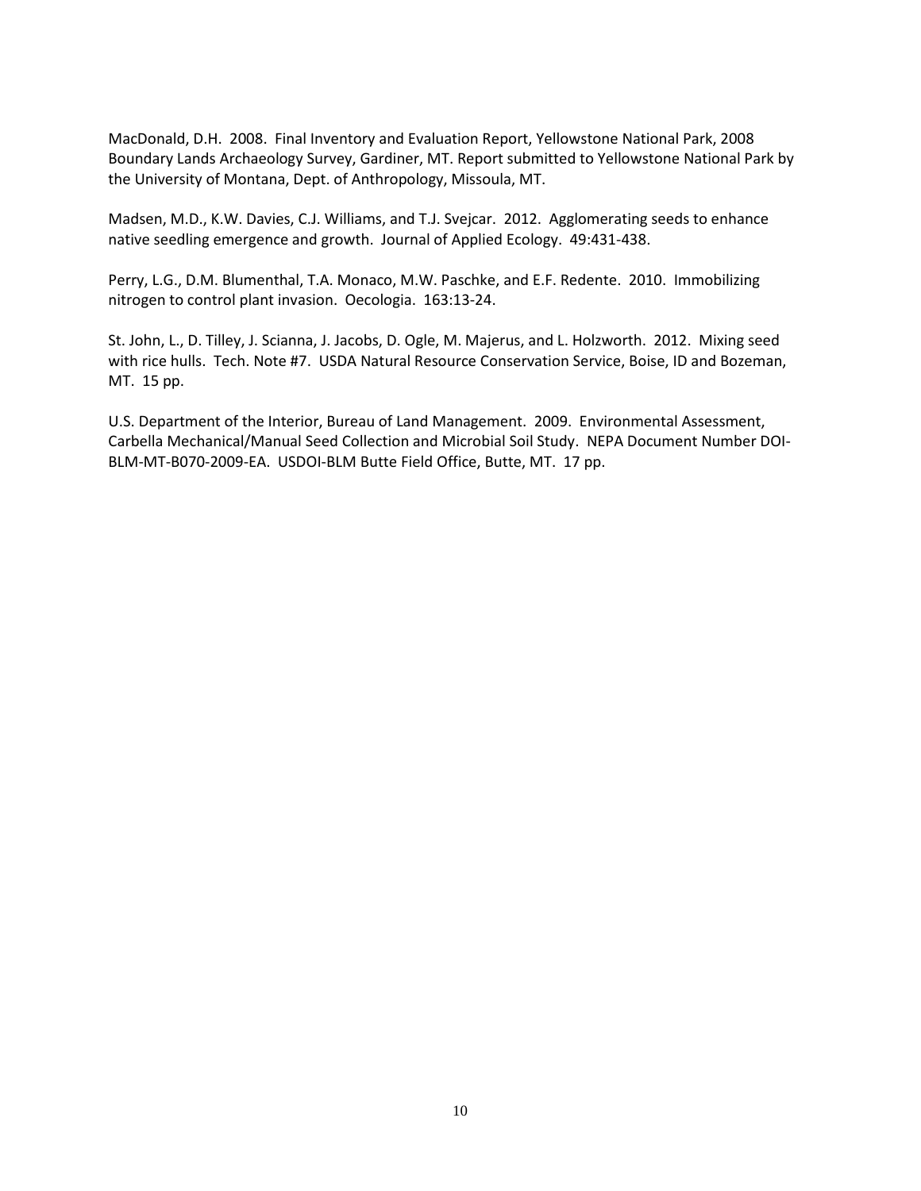MacDonald, D.H. 2008. Final Inventory and Evaluation Report, Yellowstone National Park, 2008 Boundary Lands Archaeology Survey, Gardiner, MT. Report submitted to Yellowstone National Park by the University of Montana, Dept. of Anthropology, Missoula, MT.

Madsen, M.D., K.W. Davies, C.J. Williams, and T.J. Svejcar. 2012. Agglomerating seeds to enhance native seedling emergence and growth. Journal of Applied Ecology. 49:431-438.

Perry, L.G., D.M. Blumenthal, T.A. Monaco, M.W. Paschke, and E.F. Redente. 2010. Immobilizing nitrogen to control plant invasion. Oecologia. 163:13-24.

St. John, L., D. Tilley, J. Scianna, J. Jacobs, D. Ogle, M. Majerus, and L. Holzworth. 2012. Mixing seed with rice hulls. Tech. Note #7. USDA Natural Resource Conservation Service, Boise, ID and Bozeman, MT. 15 pp.

U.S. Department of the Interior, Bureau of Land Management. 2009. Environmental Assessment, Carbella Mechanical/Manual Seed Collection and Microbial Soil Study. NEPA Document Number DOI-BLM-MT-B070-2009-EA. USDOI-BLM Butte Field Office, Butte, MT. 17 pp.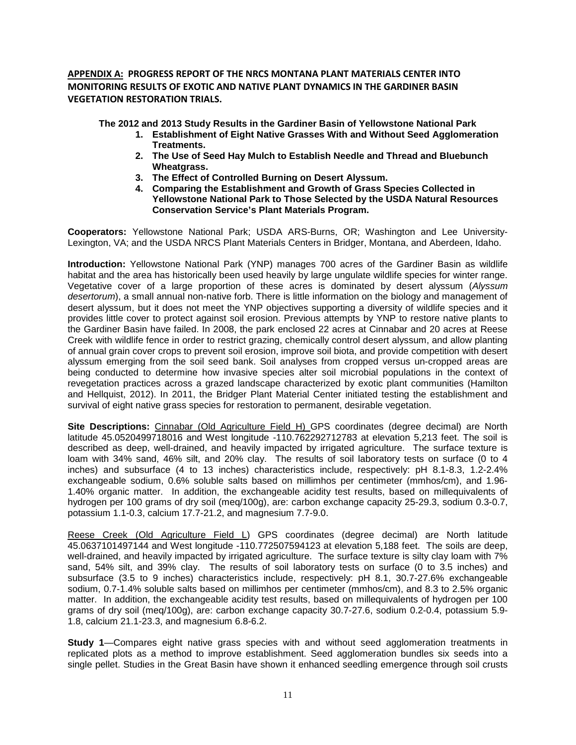## **APPENDIX A: PROGRESS REPORT OF THE NRCS MONTANA PLANT MATERIALS CENTER INTO MONITORING RESULTS OF EXOTIC AND NATIVE PLANT DYNAMICS IN THE GARDINER BASIN VEGETATION RESTORATION TRIALS.**

**The 2012 and 2013 Study Results in the Gardiner Basin of Yellowstone National Park**

1. **Establishment of Eight Native Grasses With and Without Seed Agglomeration Treatments.**
2. **The Use of Seed Hay Mulch to Establish Needle and Thread and Bluebunch Wheatgrass.**
3. **The Effect of Controlled Burning on Desert Alyssum.**
4. **Comparing the Establishment and Growth of Grass Species Collected in Yellowstone National Park to Those Selected by the USDA Natural Resources Conservation Service's Plant Materials Program.**

**Cooperators:** Yellowstone National Park; USDA ARS-Burns, OR; Washington and Lee University-Lexington, VA; and the USDA NRCS Plant Materials Centers in Bridger, Montana, and Aberdeen, Idaho.

**Introduction:** Yellowstone National Park (YNP) manages 700 acres of the Gardiner Basin as wildlife habitat and the area has historically been used heavily by large ungulate wildlife species for winter range. Vegetative cover of a large proportion of these acres is dominated by desert alyssum (*Alyssum desertorum*), a small annual non-native forb. There is little information on the biology and management of desert alyssum, but it does not meet the YNP objectives supporting a diversity of wildlife species and it provides little cover to protect against soil erosion. Previous attempts by YNP to restore native plants to the Gardiner Basin have failed. In 2008, the park enclosed 22 acres at Cinnabar and 20 acres at Reese Creek with wildlife fence in order to restrict grazing, chemically control desert alyssum, and allow planting of annual grain cover crops to prevent soil erosion, improve soil biota, and provide competition with desert alyssum emerging from the soil seed bank. Soil analyses from cropped versus un-cropped areas are being conducted to determine how invasive species alter soil microbial populations in the context of revegetation practices across a grazed landscape characterized by exotic plant communities (Hamilton and Hellquist, 2012). In 2011, the Bridger Plant Material Center initiated testing the establishment and survival of eight native grass species for restoration to permanent, desirable vegetation.

**Site Descriptions:** Cinnabar (Old Agriculture Field H) GPS coordinates (degree decimal) are North latitude 45.0520499718016 and West longitude -110.762292712783 at elevation 5,213 feet. The soil is described as deep, well-drained, and heavily impacted by irrigated agriculture. The surface texture is loam with 34% sand, 46% silt, and 20% clay. The results of soil laboratory tests on surface (0 to 4 inches) and subsurface (4 to 13 inches) characteristics include, respectively: pH 8.1-8.3, 1.2-2.4% exchangeable sodium, 0.6% soluble salts based on millimhos per centimeter (mmhos/cm), and 1.96-1.40% organic matter. In addition, the exchangeable acidity test results, based on millequivalents of hydrogen per 100 grams of dry soil (meq/100g), are: carbon exchange capacity 25-29.3, sodium 0.3-0.7, potassium 1.1-0.3, calcium 17.7-21.2, and magnesium 7.7-9.0.

Reese Creek (Old Agriculture Field L) GPS coordinates (degree decimal) are North latitude 45.0637101497144 and West longitude -110.772507594123 at elevation 5,188 feet. The soils are deep, well-drained, and heavily impacted by irrigated agriculture. The surface texture is silty clay loam with 7% sand, 54% silt, and 39% clay. The results of soil laboratory tests on surface (0 to 3.5 inches) and subsurface (3.5 to 9 inches) characteristics include, respectively: pH 8.1, 30.7-27.6% exchangeable sodium, 0.7-1.4% soluble salts based on millimhos per centimeter (mmhos/cm), and 8.3 to 2.5% organic matter. In addition, the exchangeable acidity test results, based on millequivalents of hydrogen per 100 grams of dry soil (meq/100g), are: carbon exchange capacity 30.7-27.6, sodium 0.2-0.4, potassium 5.9-1.8, calcium 21.1-23.3, and magnesium 6.8-6.2.

**Study 1**—Compares eight native grass species with and without seed agglomeration treatments in replicated plots as a method to improve establishment. Seed agglomeration bundles six seeds into a single pellet. Studies in the Great Basin have shown it enhanced seedling emergence through soil crusts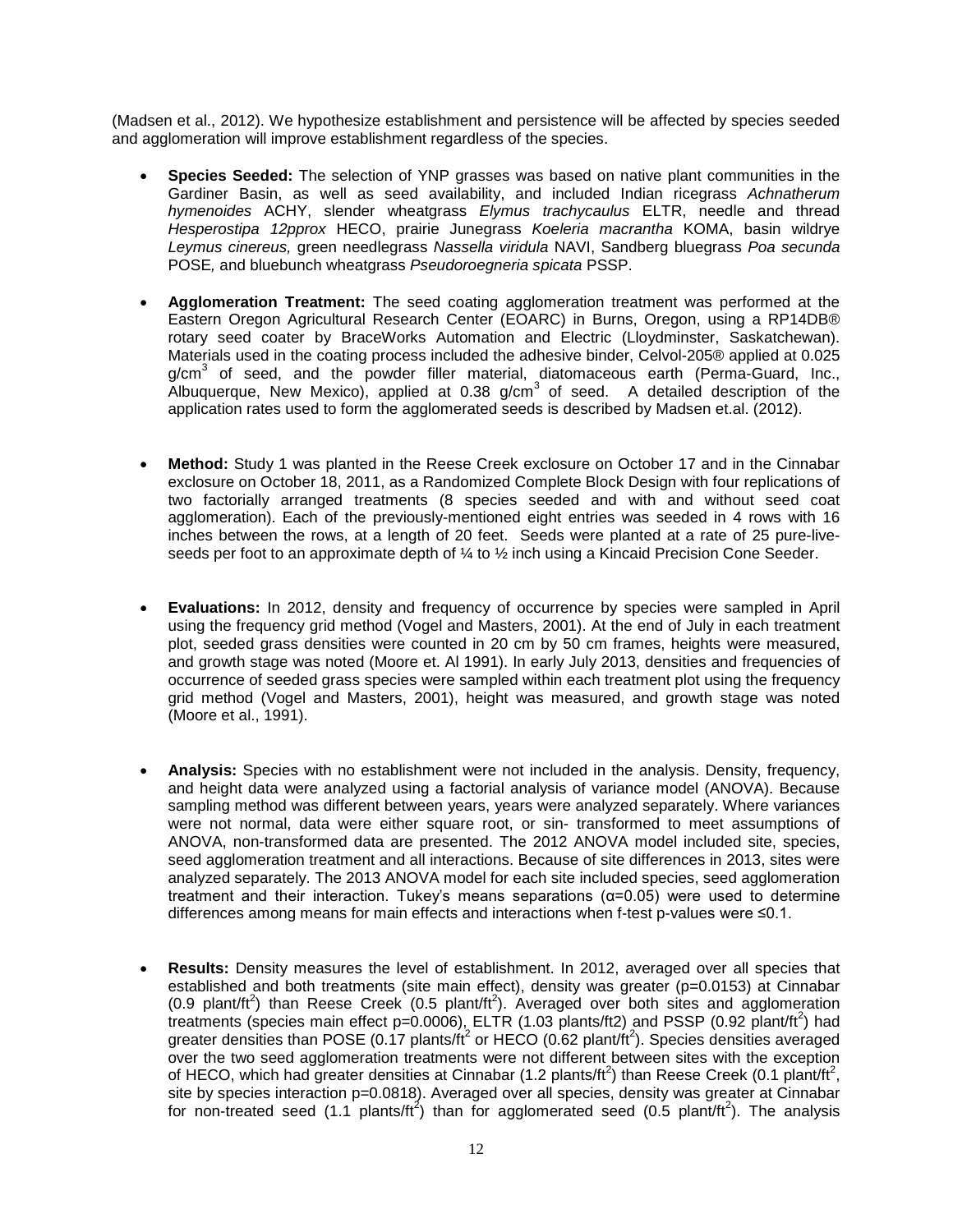(Madsen et al., 2012). We hypothesize establishment and persistence will be affected by species seeded and agglomeration will improve establishment regardless of the species.

- **Species Seeded:** The selection of YNP grasses was based on native plant communities in the Gardiner Basin, as well as seed availability, and included Indian ricegrass *Achnatherum hymenoides* ACHY, slender wheatgrass *Elymus trachycaulus* ELTR, needle and thread *Hesperostipa 12pprox* HECO, prairie Junegrass *Koeleria macrantha* KOMA, basin wildrye *Leymus cinereus,* green needlegrass *Nassella viridula* NAVI, Sandberg bluegrass *Poa secunda* POSE*,* and bluebunch wheatgrass *Pseudoroegneria spicata* PSSP.

- **Agglomeration Treatment:** The seed coating agglomeration treatment was performed at the Eastern Oregon Agricultural Research Center (EOARC) in Burns, Oregon, using a RP14DB® rotary seed coater by BraceWorks Automation and Electric (Lloydminster, Saskatchewan). Materials used in the coating process included the adhesive binder, Celvol-205® applied at 0.025 g/cm$^3$ of seed, and the powder filler material, diatomaceous earth (Perma-Guard, Inc., Albuquerque, New Mexico), applied at 0.38 g/cm$^3$ of seed. A detailed description of the application rates used to form the agglomerated seeds is described by Madsen et.al. (2012).

- **Method:** Study 1 was planted in the Reese Creek exclosure on October 17 and in the Cinnabar exclosure on October 18, 2011, as a Randomized Complete Block Design with four replications of two factorially arranged treatments (8 species seeded and with and without seed coat agglomeration). Each of the previously-mentioned eight entries was seeded in 4 rows with 16 inches between the rows, at a length of 20 feet. Seeds were planted at a rate of 25 pure-live-seeds per foot to an approximate depth of ¼ to ½ inch using a Kincaid Precision Cone Seeder.

- **Evaluations:** In 2012, density and frequency of occurrence by species were sampled in April using the frequency grid method (Vogel and Masters, 2001). At the end of July in each treatment plot, seeded grass densities were counted in 20 cm by 50 cm frames, heights were measured, and growth stage was noted (Moore et. Al 1991). In early July 2013, densities and frequencies of occurrence of seeded grass species were sampled within each treatment plot using the frequency grid method (Vogel and Masters, 2001), height was measured, and growth stage was noted (Moore et al., 1991).

- **Analysis:** Species with no establishment were not included in the analysis. Density, frequency, and height data were analyzed using a factorial analysis of variance model (ANOVA). Because sampling method was different between years, years were analyzed separately. Where variances were not normal, data were either square root, or sin- transformed to meet assumptions of ANOVA, non-transformed data are presented. The 2012 ANOVA model included site, species, seed agglomeration treatment and all interactions. Because of site differences in 2013, sites were analyzed separately. The 2013 ANOVA model for each site included species, seed agglomeration treatment and their interaction. Tukey's means separations ($\alpha$=0.05) were used to determine differences among means for main effects and interactions when f-test p-values were ≤0.1.

- **Results:** Density measures the level of establishment. In 2012, averaged over all species that established and both treatments (site main effect), density was greater (p=0.0153) at Cinnabar (0.9 plant/ft$^2$) than Reese Creek (0.5 plant/ft$^2$). Averaged over both sites and agglomeration treatments (species main effect p=0.0006), ELTR (1.03 plants/ft2) and PSSP (0.92 plant/ft$^2$) had greater densities than POSE (0.17 plants/ft$^2$ or HECO (0.62 plant/ft$^2$). Species densities averaged over the two seed agglomeration treatments were not different between sites with the exception of HECO, which had greater densities at Cinnabar (1.2 plants/ft$^2$) than Reese Creek (0.1 plant/ft$^2$, site by species interaction p=0.0818). Averaged over all species, density was greater at Cinnabar for non-treated seed (1.1 plants/ft$^2$) than for agglomerated seed (0.5 plant/ft$^2$). The analysis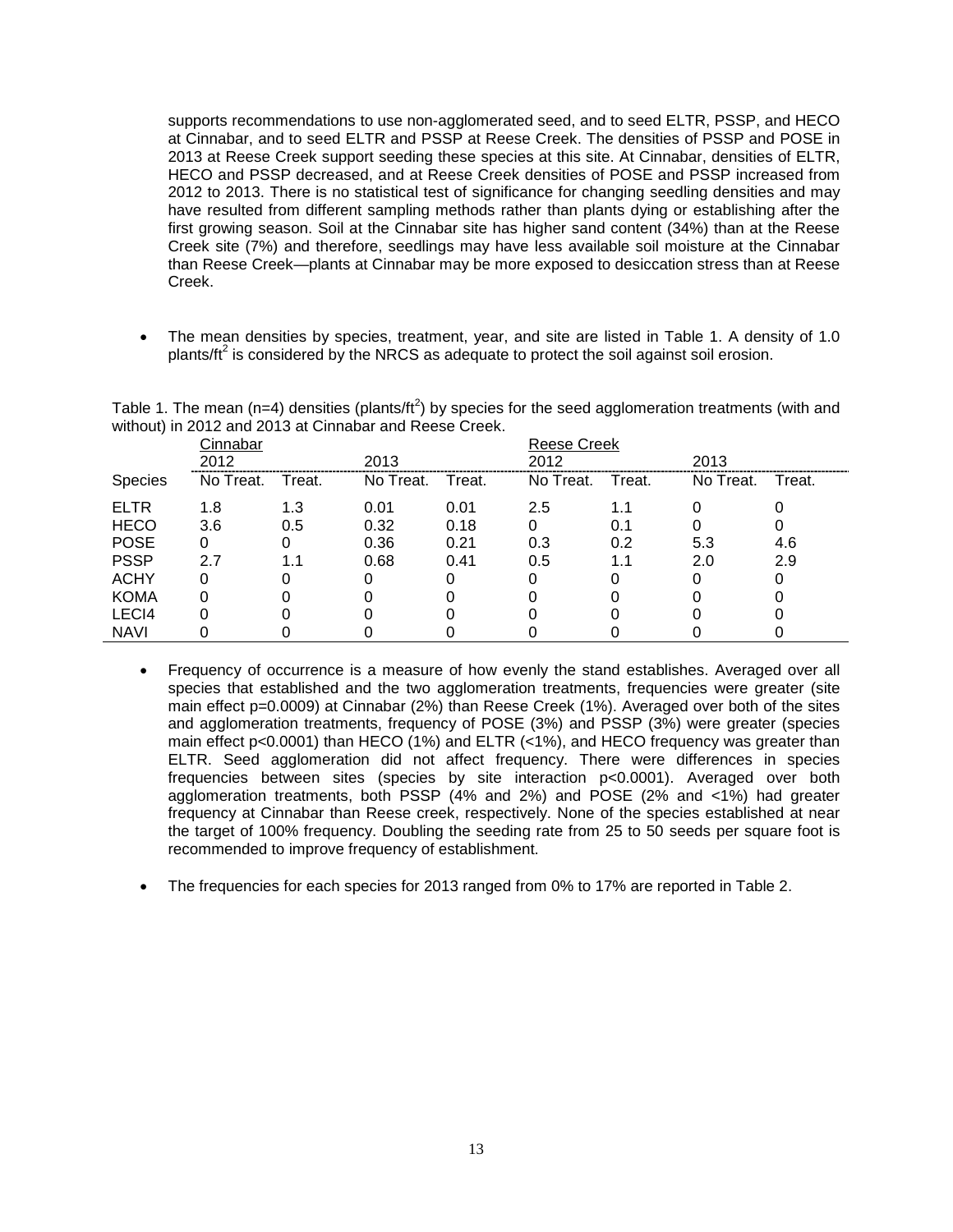supports recommendations to use non-agglomerated seed, and to seed ELTR, PSSP, and HECO at Cinnabar, and to seed ELTR and PSSP at Reese Creek. The densities of PSSP and POSE in 2013 at Reese Creek support seeding these species at this site. At Cinnabar, densities of ELTR, HECO and PSSP decreased, and at Reese Creek densities of POSE and PSSP increased from 2012 to 2013. There is no statistical test of significance for changing seedling densities and may have resulted from different sampling methods rather than plants dying or establishing after the first growing season. Soil at the Cinnabar site has higher sand content (34%) than at the Reese Creek site (7%) and therefore, seedlings may have less available soil moisture at the Cinnabar than Reese Creek—plants at Cinnabar may be more exposed to desiccation stress than at Reese Creek.

- The mean densities by species, treatment, year, and site are listed in Table 1. A density of 1.0 plants/ft$^2$ is considered by the NRCS as adequate to protect the soil against soil erosion.

Table 1. The mean (n=4) densities (plants/ft$^2$) by species for the seed agglomeration treatments (with and without) in 2012 and 2013 at Cinnabar and Reese Creek.

| | Cinnabar | | | | Reese Creek | | | |
|---|---|---|---|---|---|---|---|---|
| | 2012 | | 2013 | | 2012 | | 2013 | |
| Species | No Treat. | Treat. | No Treat. | Treat. | No Treat. | Treat. | No Treat. | Treat. |
| ELTR | 1.8 | 1.3 | 0.01 | 0.01 | 2.5 | 1.1 | 0 | 0 |
| HECO | 3.6 | 0.5 | 0.32 | 0.18 | 0 | 0.1 | 0 | 0 |
| POSE | 0 | 0 | 0.36 | 0.21 | 0.3 | 0.2 | 5.3 | 4.6 |
| PSSP | 2.7 | 1.1 | 0.68 | 0.41 | 0.5 | 1.1 | 2.0 | 2.9 |
| ACHY | 0 | 0 | 0 | 0 | 0 | 0 | 0 | 0 |
| KOMA | 0 | 0 | 0 | 0 | 0 | 0 | 0 | 0 |
| LECI4 | 0 | 0 | 0 | 0 | 0 | 0 | 0 | 0 |
| NAVI | 0 | 0 | 0 | 0 | 0 | 0 | 0 | 0 |

- Frequency of occurrence is a measure of how evenly the stand establishes. Averaged over all species that established and the two agglomeration treatments, frequencies were greater (site main effect p=0.0009) at Cinnabar (2%) than Reese Creek (1%). Averaged over both of the sites and agglomeration treatments, frequency of POSE (3%) and PSSP (3%) were greater (species main effect p<0.0001) than HECO (1%) and ELTR (<1%), and HECO frequency was greater than ELTR. Seed agglomeration did not affect frequency. There were differences in species frequencies between sites (species by site interaction p<0.0001). Averaged over both agglomeration treatments, both PSSP (4% and 2%) and POSE (2% and <1%) had greater frequency at Cinnabar than Reese creek, respectively. None of the species established at near the target of 100% frequency. Doubling the seeding rate from 25 to 50 seeds per square foot is recommended to improve frequency of establishment.

- The frequencies for each species for 2013 ranged from 0% to 17% are reported in Table 2.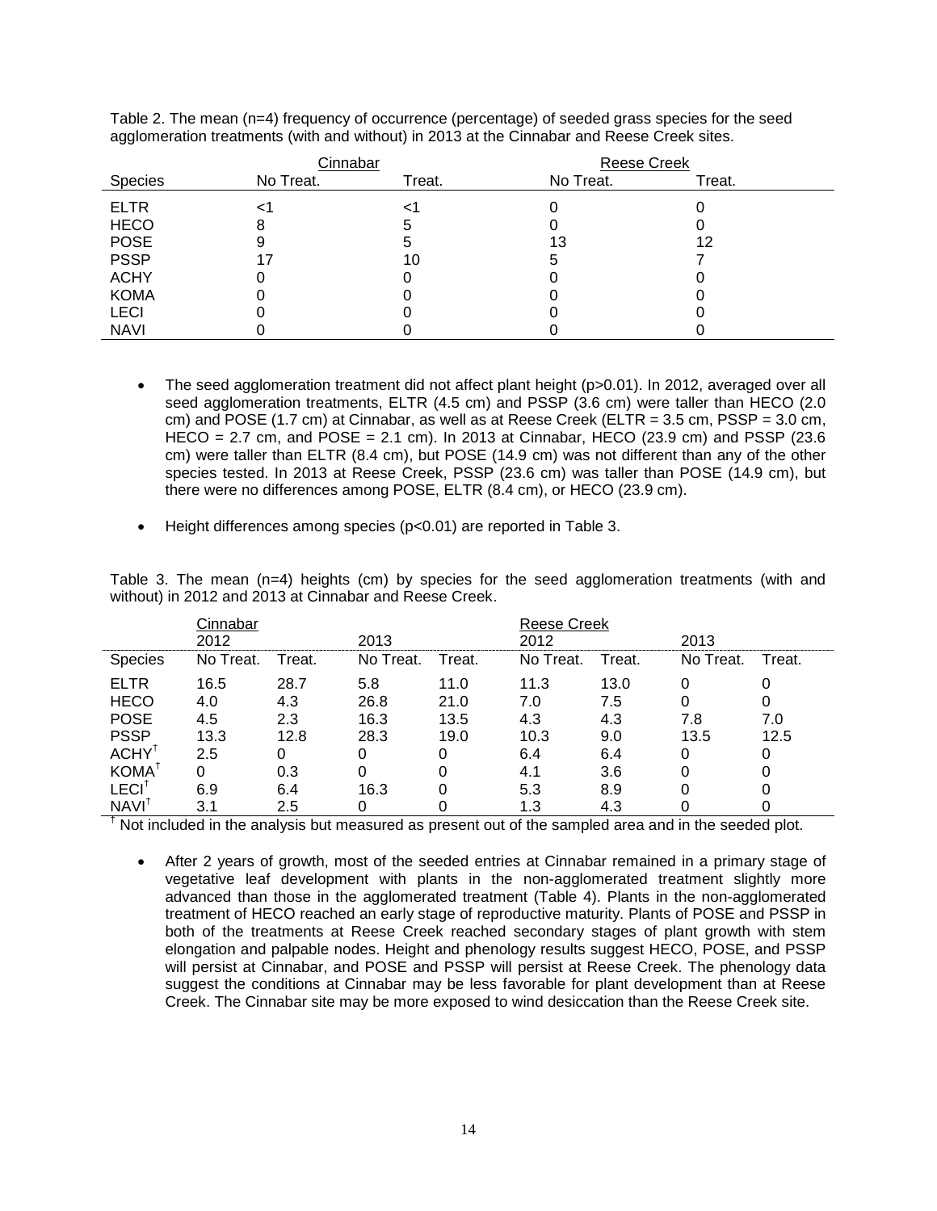Table 2. The mean (n=4) frequency of occurrence (percentage) of seeded grass species for the seed agglomeration treatments (with and without) in 2013 at the Cinnabar and Reese Creek sites.

| | Cinnabar | | Reese Creek | |
|---|---|---|---|---|
| Species | No Treat. | Treat. | No Treat. | Treat. |
| ELTR | <1 | <1 | 0 | 0 |
| HECO | 8 | 5 | 0 | 0 |
| POSE | 9 | 5 | 13 | 12 |
| PSSP | 17 | 10 | 5 | 7 |
| ACHY | 0 | 0 | 0 | 0 |
| KOMA | 0 | 0 | 0 | 0 |
| LECI | 0 | 0 | 0 | 0 |
| NAVI | 0 | 0 | 0 | 0 |

- The seed agglomeration treatment did not affect plant height (p>0.01). In 2012, averaged over all seed agglomeration treatments, ELTR (4.5 cm) and PSSP (3.6 cm) were taller than HECO (2.0 cm) and POSE (1.7 cm) at Cinnabar, as well as at Reese Creek (ELTR = 3.5 cm, PSSP = 3.0 cm, HECO = 2.7 cm, and POSE = 2.1 cm). In 2013 at Cinnabar, HECO (23.9 cm) and PSSP (23.6 cm) were taller than ELTR (8.4 cm), but POSE (14.9 cm) was not different than any of the other species tested. In 2013 at Reese Creek, PSSP (23.6 cm) was taller than POSE (14.9 cm), but there were no differences among POSE, ELTR (8.4 cm), or HECO (23.9 cm).

- Height differences among species (p<0.01) are reported in Table 3.

Table 3. The mean (n=4) heights (cm) by species for the seed agglomeration treatments (with and without) in 2012 and 2013 at Cinnabar and Reese Creek.

| | Cinnabar | | | | Reese Creek | | | |
|---|---|---|---|---|---|---|---|---|
| | 2012 | | 2013 | | 2012 | | 2013 | |
| Species | No Treat. | Treat. | No Treat. | Treat. | No Treat. | Treat. | No Treat. | Treat. |
| ELTR | 16.5 | 28.7 | 5.8 | 11.0 | 11.3 | 13.0 | 0 | 0 |
| HECO | 4.0 | 4.3 | 26.8 | 21.0 | 7.0 | 7.5 | 0 | 0 |
| POSE | 4.5 | 2.3 | 16.3 | 13.5 | 4.3 | 4.3 | 7.8 | 7.0 |
| PSSP | 13.3 | 12.8 | 28.3 | 19.0 | 10.3 | 9.0 | 13.5 | 12.5 |
| ACHY† | 2.5 | 0 | 0 | 0 | 6.4 | 6.4 | 0 | 0 |
| KOMA† | 0 | 0.3 | 0 | 0 | 4.1 | 3.6 | 0 | 0 |
| LECI† | 6.9 | 6.4 | 16.3 | 0 | 5.3 | 8.9 | 0 | 0 |
| NAVI† | 3.1 | 2.5 | 0 | 0 | 1.3 | 4.3 | 0 | 0 |

† Not included in the analysis but measured as present out of the sampled area and in the seeded plot.

- After 2 years of growth, most of the seeded entries at Cinnabar remained in a primary stage of vegetative leaf development with plants in the non-agglomerated treatment slightly more advanced than those in the agglomerated treatment (Table 4). Plants in the non-agglomerated treatment of HECO reached an early stage of reproductive maturity. Plants of POSE and PSSP in both of the treatments at Reese Creek reached secondary stages of plant growth with stem elongation and palpable nodes. Height and phenology results suggest HECO, POSE, and PSSP will persist at Cinnabar, and POSE and PSSP will persist at Reese Creek. The phenology data suggest the conditions at Cinnabar may be less favorable for plant development than at Reese Creek. The Cinnabar site may be more exposed to wind desiccation than the Reese Creek site.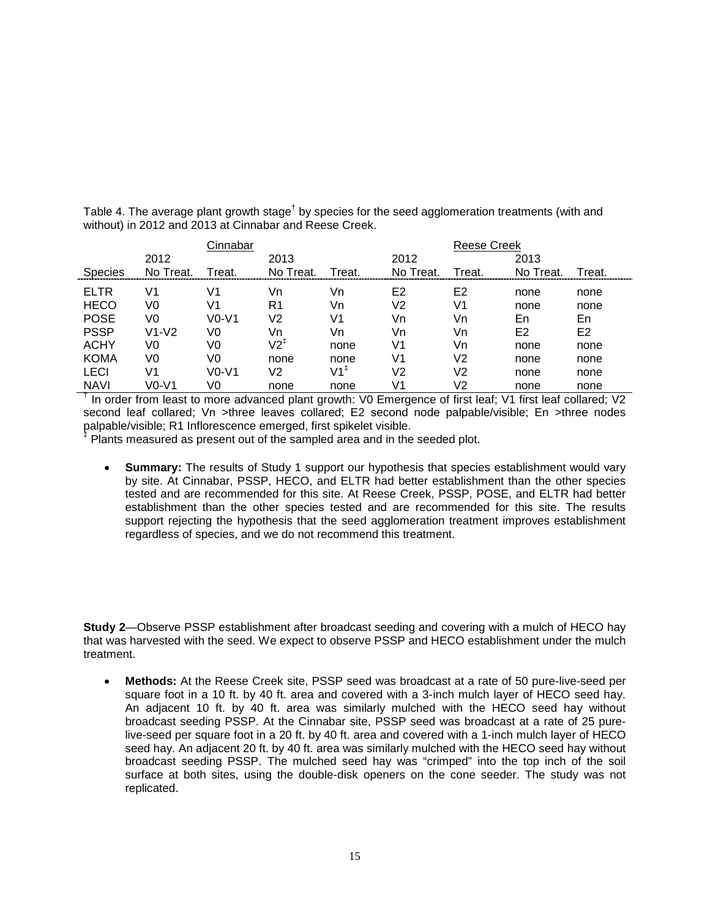Table 4. The average plant growth stage[†] by species for the seed agglomeration treatments (with and without) in 2012 and 2013 at Cinnabar and Reese Creek.

| | Cinnabar | | | | Reese Creek | | | |
|---|---|---|---|---|---|---|---|---|
| | 2012 | | 2013 | | 2012 | | 2013 | |
| Species | No Treat. | Treat. | No Treat. | Treat. | No Treat. | Treat. | No Treat. | Treat. |
| ELTR | V1 | V1 | Vn | Vn | E2 | E2 | none | none |
| HECO | V0 | V1 | R1 | Vn | V2 | V1 | none | none |
| POSE | V0 | V0-V1 | V2 | V1 | Vn | Vn | En | En |
| PSSP | V1-V2 | V0 | Vn | Vn | Vn | Vn | E2 | E2 |
| ACHY | V0 | V0 | V2[‡] | none | V1 | Vn | none | none |
| KOMA | V0 | V0 | none | none | V1 | V2 | none | none |
| LECI | V1 | V0-V1 | V2 | V1[‡] | V2 | V2 | none | none |
| NAVI | V0-V1 | V0 | none | none | V1 | V2 | none | none |

[†] In order from least to more advanced plant growth: V0 Emergence of first leaf; V1 first leaf collared; V2 second leaf collared; Vn >three leaves collared; E2 second node palpable/visible; En >three nodes palpable/visible; R1 Inflorescence emerged, first spikelet visible.

[‡] Plants measured as present out of the sampled area and in the seeded plot.

- **Summary:** The results of Study 1 support our hypothesis that species establishment would vary by site. At Cinnabar, PSSP, HECO, and ELTR had better establishment than the other species tested and are recommended for this site. At Reese Creek, PSSP, POSE, and ELTR had better establishment than the other species tested and are recommended for this site. The results support rejecting the hypothesis that the seed agglomeration treatment improves establishment regardless of species, and we do not recommend this treatment.

**Study 2**—Observe PSSP establishment after broadcast seeding and covering with a mulch of HECO hay that was harvested with the seed. We expect to observe PSSP and HECO establishment under the mulch treatment.

- **Methods:** At the Reese Creek site, PSSP seed was broadcast at a rate of 50 pure-live-seed per square foot in a 10 ft. by 40 ft. area and covered with a 3-inch mulch layer of HECO seed hay. An adjacent 10 ft. by 40 ft. area was similarly mulched with the HECO seed hay without broadcast seeding PSSP. At the Cinnabar site, PSSP seed was broadcast at a rate of 25 pure-live-seed per square foot in a 20 ft. by 40 ft. area and covered with a 1-inch mulch layer of HECO seed hay. An adjacent 20 ft. by 40 ft. area was similarly mulched with the HECO seed hay without broadcast seeding PSSP. The mulched seed hay was "crimped" into the top inch of the soil surface at both sites, using the double-disk openers on the cone seeder. The study was not replicated.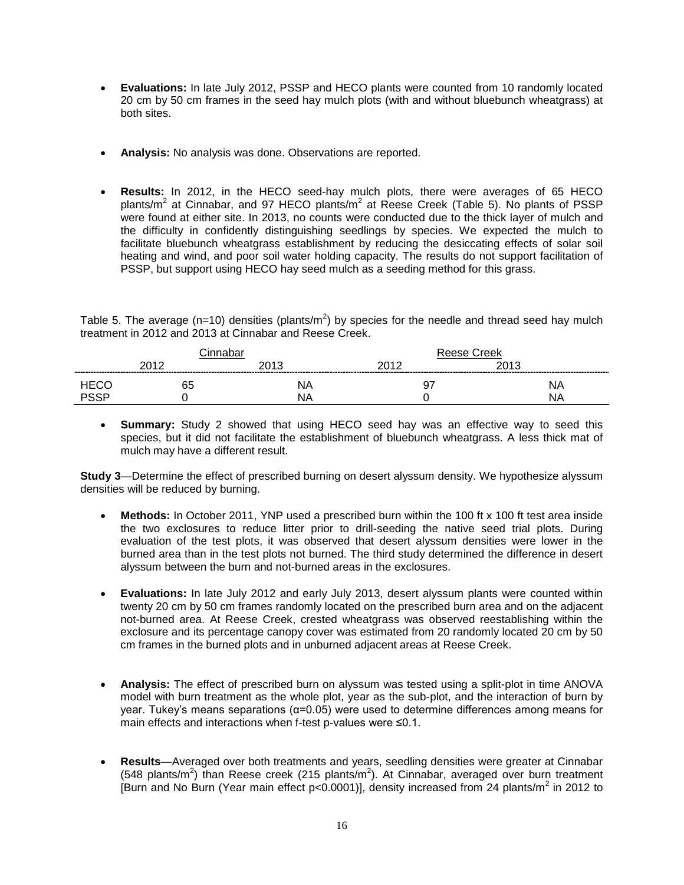- **Evaluations:** In late July 2012, PSSP and HECO plants were counted from 10 randomly located 20 cm by 50 cm frames in the seed hay mulch plots (with and without bluebunch wheatgrass) at both sites.

- **Analysis:** No analysis was done. Observations are reported.

- **Results:** In 2012, in the HECO seed-hay mulch plots, there were averages of 65 HECO plants/m$^2$ at Cinnabar, and 97 HECO plants/m$^2$ at Reese Creek (Table 5). No plants of PSSP were found at either site. In 2013, no counts were conducted due to the thick layer of mulch and the difficulty in confidently distinguishing seedlings by species. We expected the mulch to facilitate bluebunch wheatgrass establishment by reducing the desiccating effects of solar soil heating and wind, and poor soil water holding capacity. The results do not support facilitation of PSSP, but support using HECO hay seed mulch as a seeding method for this grass.

Table 5. The average (n=10) densities (plants/m$^2$) by species for the needle and thread seed hay mulch treatment in 2012 and 2013 at Cinnabar and Reese Creek.

| | Cinnabar | | Reese Creek | |
|---|---|---|---|---|
| | 2012 | 2013 | 2012 | 2013 |
| HECO | 65 | NA | 97 | NA |
| PSSP | 0 | NA | 0 | NA |

- **Summary:** Study 2 showed that using HECO seed hay was an effective way to seed this species, but it did not facilitate the establishment of bluebunch wheatgrass. A less thick mat of mulch may have a different result.

**Study 3**—Determine the effect of prescribed burning on desert alyssum density. We hypothesize alyssum densities will be reduced by burning.

- **Methods:** In October 2011, YNP used a prescribed burn within the 100 ft x 100 ft test area inside the two exclosures to reduce litter prior to drill-seeding the native seed trial plots. During evaluation of the test plots, it was observed that desert alyssum densities were lower in the burned area than in the test plots not burned. The third study determined the difference in desert alyssum between the burn and not-burned areas in the exclosures.

- **Evaluations:** In late July 2012 and early July 2013, desert alyssum plants were counted within twenty 20 cm by 50 cm frames randomly located on the prescribed burn area and on the adjacent not-burned area. At Reese Creek, crested wheatgrass was observed reestablishing within the exclosure and its percentage canopy cover was estimated from 20 randomly located 20 cm by 50 cm frames in the burned plots and in unburned adjacent areas at Reese Creek.

- **Analysis:** The effect of prescribed burn on alyssum was tested using a split-plot in time ANOVA model with burn treatment as the whole plot, year as the sub-plot, and the interaction of burn by year. Tukey's means separations ($\alpha$=0.05) were used to determine differences among means for main effects and interactions when f-test p-values were $\leq$0.1.

- **Results**—Averaged over both treatments and years, seedling densities were greater at Cinnabar (548 plants/m$^2$) than Reese creek (215 plants/m$^2$). At Cinnabar, averaged over burn treatment [Burn and No Burn (Year main effect $p<0.0001$)], density increased from 24 plants/m$^2$ in 2012 to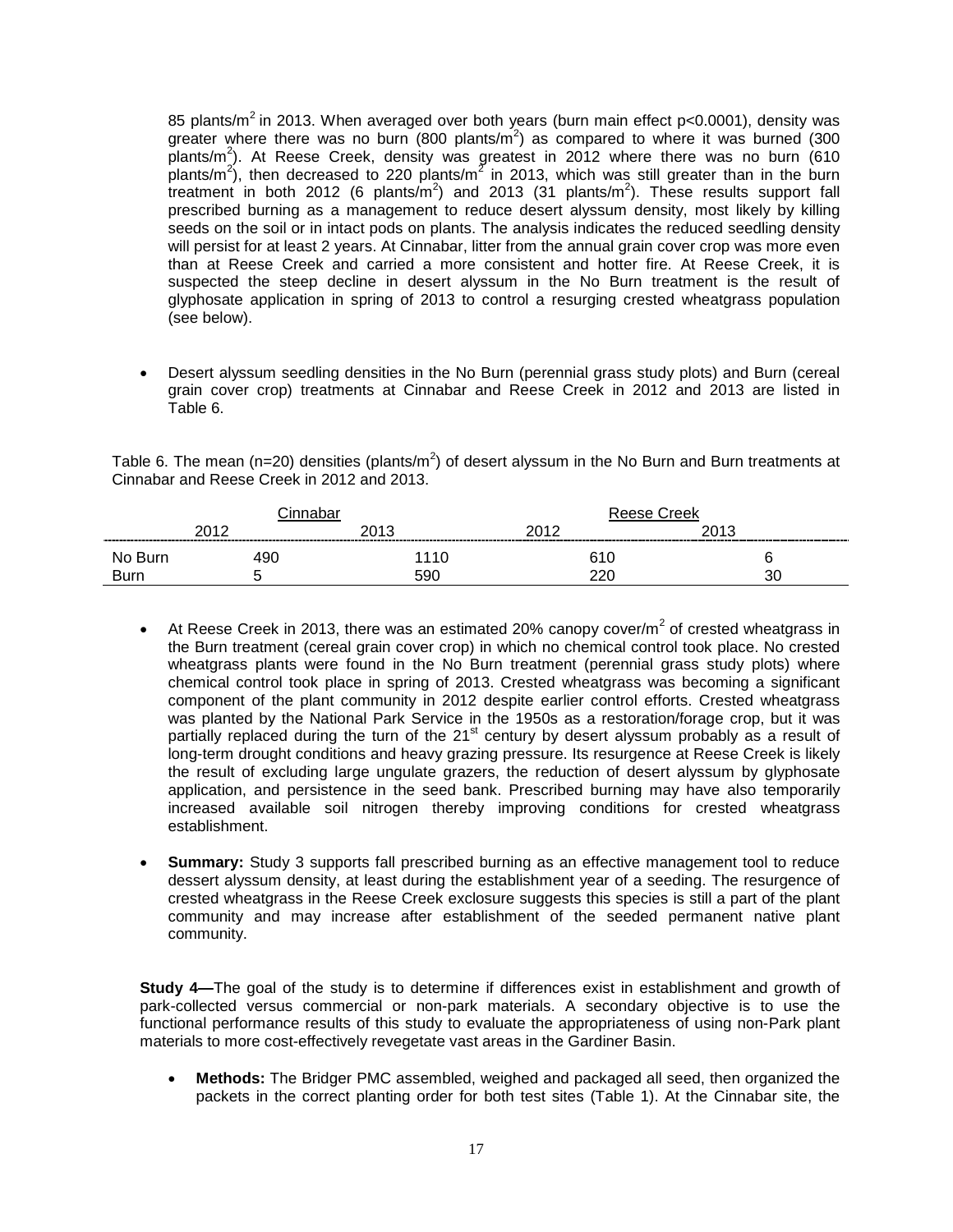85 plants/m$^2$ in 2013. When averaged over both years (burn main effect p<0.0001), density was greater where there was no burn (800 plants/m$^2$) as compared to where it was burned (300 plants/m$^2$). At Reese Creek, density was greatest in 2012 where there was no burn (610 plants/m$^2$), then decreased to 220 plants/m$^2$ in 2013, which was still greater than in the burn treatment in both 2012 (6 plants/m$^2$) and 2013 (31 plants/m$^2$). These results support fall prescribed burning as a management to reduce desert alyssum density, most likely by killing seeds on the soil or in intact pods on plants. The analysis indicates the reduced seedling density will persist for at least 2 years. At Cinnabar, litter from the annual grain cover crop was more even than at Reese Creek and carried a more consistent and hotter fire. At Reese Creek, it is suspected the steep decline in desert alyssum in the No Burn treatment is the result of glyphosate application in spring of 2013 to control a resurging crested wheatgrass population (see below).

- Desert alyssum seedling densities in the No Burn (perennial grass study plots) and Burn (cereal grain cover crop) treatments at Cinnabar and Reese Creek in 2012 and 2013 are listed in Table 6.

Table 6. The mean (n=20) densities (plants/m$^2$) of desert alyssum in the No Burn and Burn treatments at Cinnabar and Reese Creek in 2012 and 2013.

| | Cinnabar | | Reese Creek | |
|---|---|---|---|---|
| | 2012 | 2013 | 2012 | 2013 |
| No Burn | 490 | 1110 | 610 | 6 |
| Burn | 5 | 590 | 220 | 30 |

- At Reese Creek in 2013, there was an estimated 20% canopy cover/m$^2$ of crested wheatgrass in the Burn treatment (cereal grain cover crop) in which no chemical control took place. No crested wheatgrass plants were found in the No Burn treatment (perennial grass study plots) where chemical control took place in spring of 2013. Crested wheatgrass was becoming a significant component of the plant community in 2012 despite earlier control efforts. Crested wheatgrass was planted by the National Park Service in the 1950s as a restoration/forage crop, but it was partially replaced during the turn of the 21$^{st}$ century by desert alyssum probably as a result of long-term drought conditions and heavy grazing pressure. Its resurgence at Reese Creek is likely the result of excluding large ungulate grazers, the reduction of desert alyssum by glyphosate application, and persistence in the seed bank. Prescribed burning may have also temporarily increased available soil nitrogen thereby improving conditions for crested wheatgrass establishment.

- **Summary:** Study 3 supports fall prescribed burning as an effective management tool to reduce dessert alyssum density, at least during the establishment year of a seeding. The resurgence of crested wheatgrass in the Reese Creek exclosure suggests this species is still a part of the plant community and may increase after establishment of the seeded permanent native plant community.

**Study 4—**The goal of the study is to determine if differences exist in establishment and growth of park-collected versus commercial or non-park materials. A secondary objective is to use the functional performance results of this study to evaluate the appropriateness of using non-Park plant materials to more cost-effectively revegetate vast areas in the Gardiner Basin.

- **Methods:** The Bridger PMC assembled, weighed and packaged all seed, then organized the packets in the correct planting order for both test sites (Table 1). At the Cinnabar site, the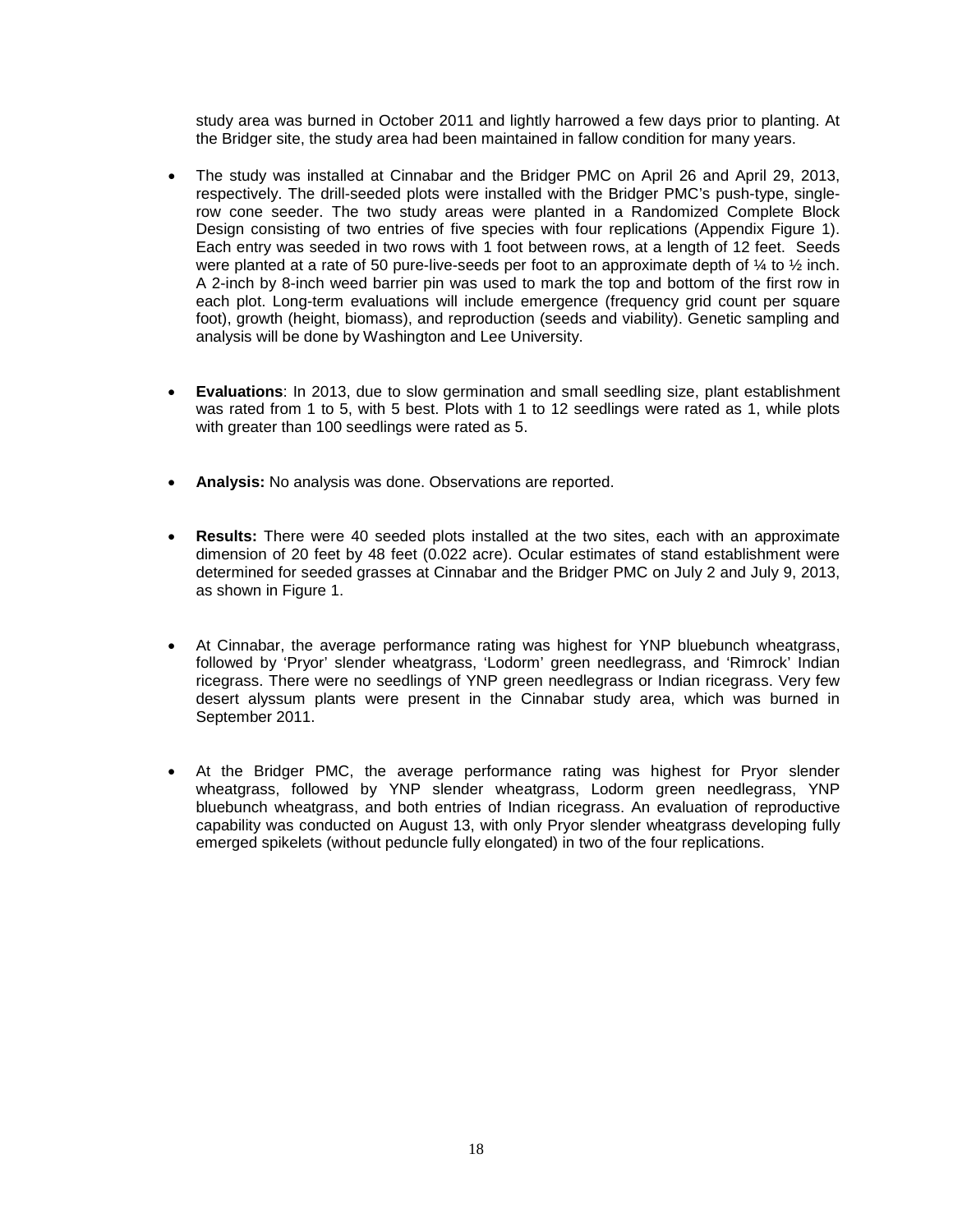study area was burned in October 2011 and lightly harrowed a few days prior to planting. At the Bridger site, the study area had been maintained in fallow condition for many years.

- The study was installed at Cinnabar and the Bridger PMC on April 26 and April 29, 2013, respectively. The drill-seeded plots were installed with the Bridger PMC's push-type, single-row cone seeder. The two study areas were planted in a Randomized Complete Block Design consisting of two entries of five species with four replications (Appendix Figure 1). Each entry was seeded in two rows with 1 foot between rows, at a length of 12 feet. Seeds were planted at a rate of 50 pure-live-seeds per foot to an approximate depth of ¼ to ½ inch. A 2-inch by 8-inch weed barrier pin was used to mark the top and bottom of the first row in each plot. Long-term evaluations will include emergence (frequency grid count per square foot), growth (height, biomass), and reproduction (seeds and viability). Genetic sampling and analysis will be done by Washington and Lee University.

- **Evaluations**: In 2013, due to slow germination and small seedling size, plant establishment was rated from 1 to 5, with 5 best. Plots with 1 to 12 seedlings were rated as 1, while plots with greater than 100 seedlings were rated as 5.

- **Analysis:** No analysis was done. Observations are reported.

- **Results:** There were 40 seeded plots installed at the two sites, each with an approximate dimension of 20 feet by 48 feet (0.022 acre). Ocular estimates of stand establishment were determined for seeded grasses at Cinnabar and the Bridger PMC on July 2 and July 9, 2013, as shown in Figure 1.

- At Cinnabar, the average performance rating was highest for YNP bluebunch wheatgrass, followed by 'Pryor' slender wheatgrass, 'Lodorm' green needlegrass, and 'Rimrock' Indian ricegrass. There were no seedlings of YNP green needlegrass or Indian ricegrass. Very few desert alyssum plants were present in the Cinnabar study area, which was burned in September 2011.

- At the Bridger PMC, the average performance rating was highest for Pryor slender wheatgrass, followed by YNP slender wheatgrass, Lodorm green needlegrass, YNP bluebunch wheatgrass, and both entries of Indian ricegrass. An evaluation of reproductive capability was conducted on August 13, with only Pryor slender wheatgrass developing fully emerged spikelets (without peduncle fully elongated) in two of the four replications.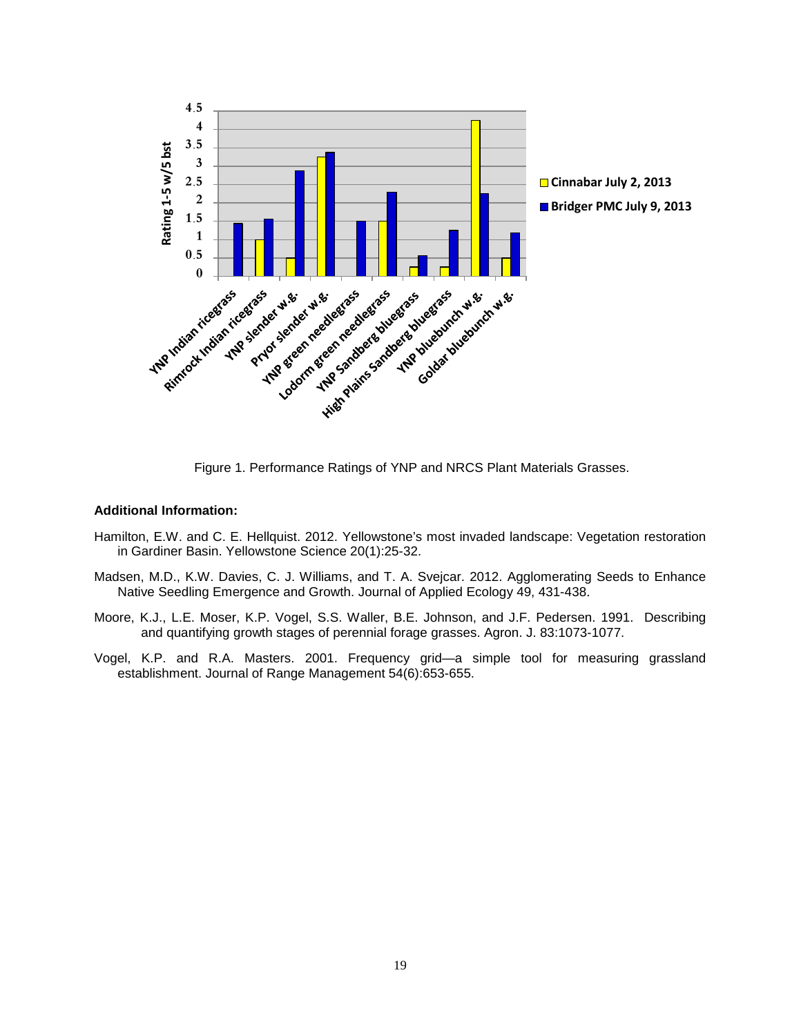4.5
4
3.5
3
2.5
2
1.5
1
0.5
0

Rating 1-5 w/5 bst

Cinnabar July 2, 2013
Bridger PMC July 9, 2013

YNP Indian ricegrass
Rimrock Indian ricegrass
YNP slender w.g.
Pryor slender w.g.
YNP green needlegrass
Lodorm green needlegrass
YNP Sandberg bluegrass
High Plains Sandberg bluegrass
YNP bluebunch w.g.
Goldar bluebunch w.g.

Figure 1. Performance Ratings of YNP and NRCS Plant Materials Grasses.

**Additional Information:**

Hamilton, E.W. and C. E. Hellquist. 2012. Yellowstone's most invaded landscape: Vegetation restoration in Gardiner Basin. Yellowstone Science 20(1):25-32.

Madsen, M.D., K.W. Davies, C. J. Williams, and T. A. Svejcar. 2012. Agglomerating Seeds to Enhance Native Seedling Emergence and Growth. Journal of Applied Ecology 49, 431-438.

Moore, K.J., L.E. Moser, K.P. Vogel, S.S. Waller, B.E. Johnson, and J.F. Pedersen. 1991. Describing and quantifying growth stages of perennial forage grasses. Agron. J. 83:1073-1077.

Vogel, K.P. and R.A. Masters. 2001. Frequency grid—a simple tool for measuring grassland establishment. Journal of Range Management 54(6):653-655.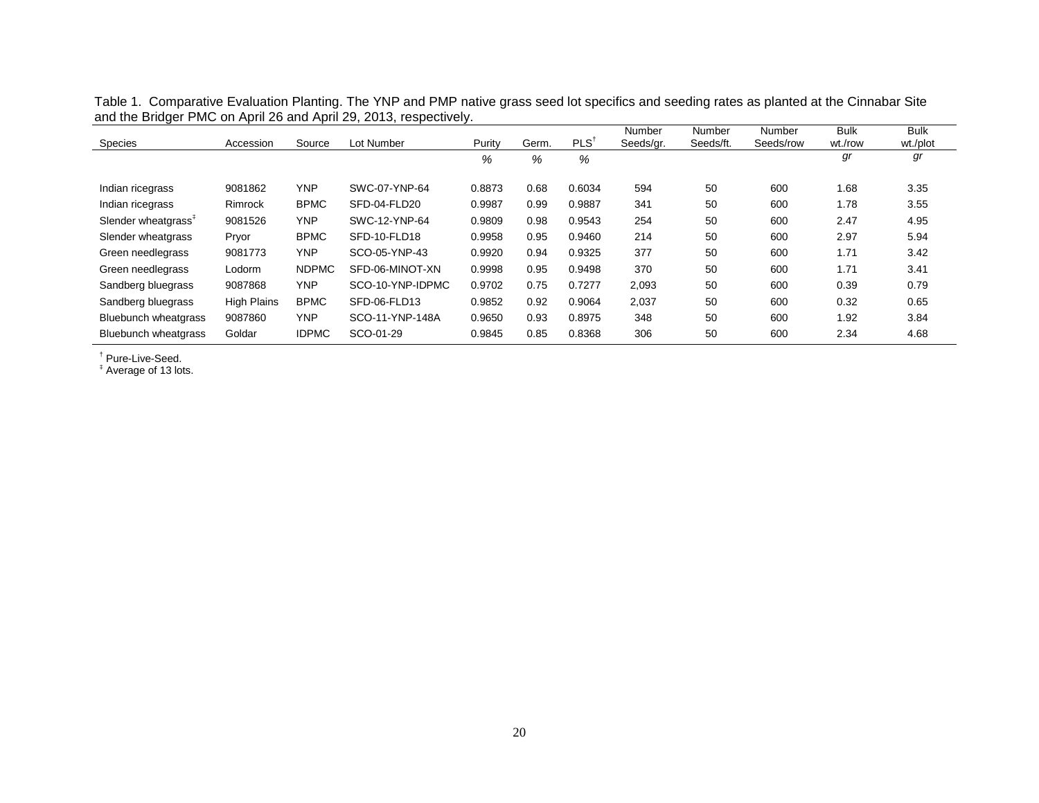Table 1. Comparative Evaluation Planting. The YNP and PMP native grass seed lot specifics and seeding rates as planted at the Cinnabar Site and the Bridger PMC on April 26 and April 29, 2013, respectively.

| Species | Accession | Source | Lot Number | Purity | Germ. | PLS[†] | Number Seeds/gr. | Number Seeds/ft. | Number Seeds/row | Bulk wt./row | Bulk wt./plot |
|---|---|---|---|---|---|---|---|---|---|---|---|
| | | | | *%* | *%* | *%* | | | | *gr* | *gr* |
| Indian ricegrass | 9081862 | YNP | SWC-07-YNP-64 | 0.8873 | 0.68 | 0.6034 | 594 | 50 | 600 | 1.68 | 3.35 |
| Indian ricegrass | Rimrock | BPMC | SFD-04-FLD20 | 0.9987 | 0.99 | 0.9887 | 341 | 50 | 600 | 1.78 | 3.55 |
| Slender wheatgrass[‡] | 9081526 | YNP | SWC-12-YNP-64 | 0.9809 | 0.98 | 0.9543 | 254 | 50 | 600 | 2.47 | 4.95 |
| Slender wheatgrass | Pryor | BPMC | SFD-10-FLD18 | 0.9958 | 0.95 | 0.9460 | 214 | 50 | 600 | 2.97 | 5.94 |
| Green needlegrass | 9081773 | YNP | SCO-05-YNP-43 | 0.9920 | 0.94 | 0.9325 | 377 | 50 | 600 | 1.71 | 3.42 |
| Green needlegrass | Lodorm | NDPMC | SFD-06-MINOT-XN | 0.9998 | 0.95 | 0.9498 | 370 | 50 | 600 | 1.71 | 3.41 |
| Sandberg bluegrass | 9087868 | YNP | SCO-10-YNP-IDPMC | 0.9702 | 0.75 | 0.7277 | 2,093 | 50 | 600 | 0.39 | 0.79 |
| Sandberg bluegrass | High Plains | BPMC | SFD-06-FLD13 | 0.9852 | 0.92 | 0.9064 | 2,037 | 50 | 600 | 0.32 | 0.65 |
| Bluebunch wheatgrass | 9087860 | YNP | SCO-11-YNP-148A | 0.9650 | 0.93 | 0.8975 | 348 | 50 | 600 | 1.92 | 3.84 |
| Bluebunch wheatgrass | Goldar | IDPMC | SCO-01-29 | 0.9845 | 0.85 | 0.8368 | 306 | 50 | 600 | 2.34 | 4.68 |

[†] Pure-Live-Seed.
[‡] Average of 13 lots.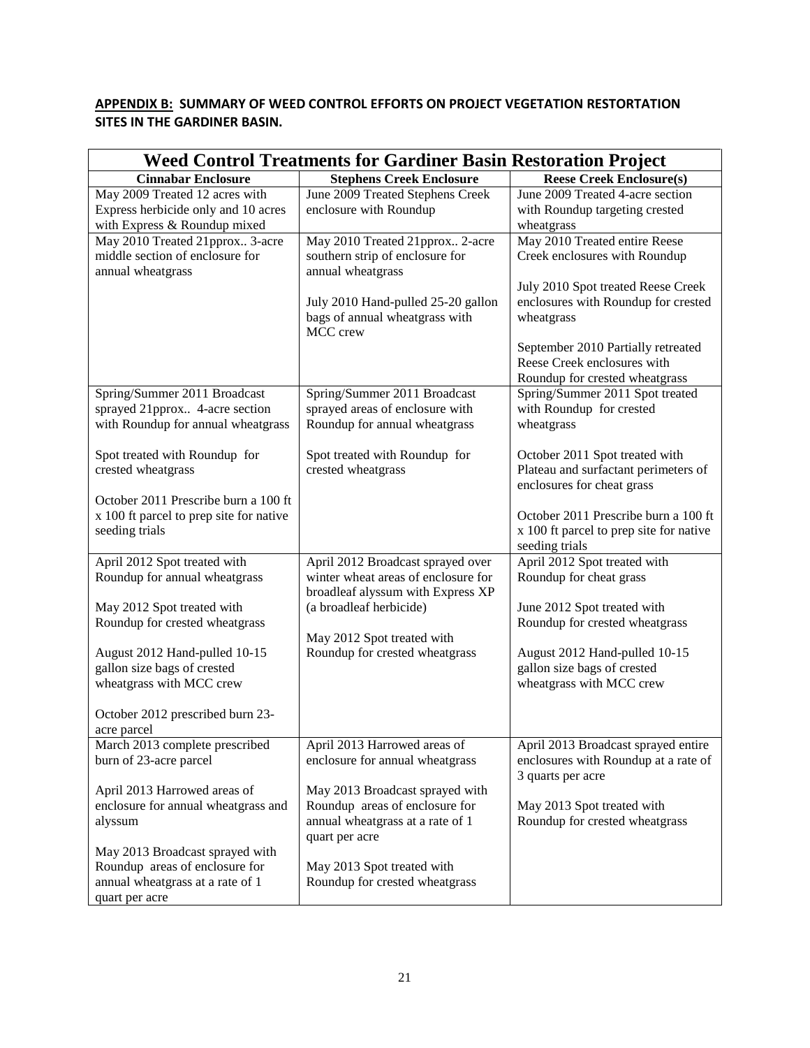**APPENDIX B: SUMMARY OF WEED CONTROL EFFORTS ON PROJECT VEGETATION RESTORTATION SITES IN THE GARDINER BASIN.**

| Weed Control Treatments for Gardiner Basin Restoration Project | | |
|---|---|---|
| **Cinnabar Enclosure** | **Stephens Creek Enclosure** | **Reese Creek Enclosure(s)** |
| May 2009 Treated 12 acres with Express herbicide only and 10 acres with Express & Roundup mixed | June 2009 Treated Stephens Creek enclosure with Roundup | June 2009 Treated 4-acre section with Roundup targeting crested wheatgrass |
| May 2010 Treated 21pprox.. 3-acre middle section of enclosure for annual wheatgrass | May 2010 Treated 21pprox.. 2-acre southern strip of enclosure for annual wheatgrass<br><br>July 2010 Hand-pulled 25-20 gallon bags of annual wheatgrass with MCC crew | May 2010 Treated entire Reese Creek enclosures with Roundup<br><br>July 2010 Spot treated Reese Creek enclosures with Roundup for crested wheatgrass<br><br>September 2010 Partially retreated Reese Creek enclosures with Roundup for crested wheatgrass |
| Spring/Summer 2011 Broadcast sprayed 21pprox.. 4-acre section with Roundup for annual wheatgrass<br><br>Spot treated with Roundup for crested wheatgrass<br><br>October 2011 Prescribe burn a 100 ft x 100 ft parcel to prep site for native seeding trials | Spring/Summer 2011 Broadcast sprayed areas of enclosure with Roundup for annual wheatgrass<br><br>Spot treated with Roundup for crested wheatgrass | Spring/Summer 2011 Spot treated with Roundup for crested wheatgrass<br><br>October 2011 Spot treated with Plateau and surfactant perimeters of enclosures for cheat grass<br><br>October 2011 Prescribe burn a 100 ft x 100 ft parcel to prep site for native seeding trials |
| April 2012 Spot treated with Roundup for annual wheatgrass<br><br>May 2012 Spot treated with Roundup for crested wheatgrass<br><br>August 2012 Hand-pulled 10-15 gallon size bags of crested wheatgrass with MCC crew<br><br>October 2012 prescribed burn 23-acre parcel | April 2012 Broadcast sprayed over winter wheat areas of enclosure for broadleaf alyssum with Express XP (a broadleaf herbicide)<br><br>May 2012 Spot treated with Roundup for crested wheatgrass | April 2012 Spot treated with Roundup for cheat grass<br><br>June 2012 Spot treated with Roundup for crested wheatgrass<br><br>August 2012 Hand-pulled 10-15 gallon size bags of crested wheatgrass with MCC crew |
| March 2013 complete prescribed burn of 23-acre parcel<br><br>April 2013 Harrowed areas of enclosure for annual wheatgrass and alyssum<br><br>May 2013 Broadcast sprayed with Roundup areas of enclosure for annual wheatgrass at a rate of 1 quart per acre | April 2013 Harrowed areas of enclosure for annual wheatgrass<br><br>May 2013 Broadcast sprayed with Roundup areas of enclosure for annual wheatgrass at a rate of 1 quart per acre<br><br>May 2013 Spot treated with Roundup for crested wheatgrass | April 2013 Broadcast sprayed entire enclosures with Roundup at a rate of 3 quarts per acre<br><br>May 2013 Spot treated with Roundup for crested wheatgrass |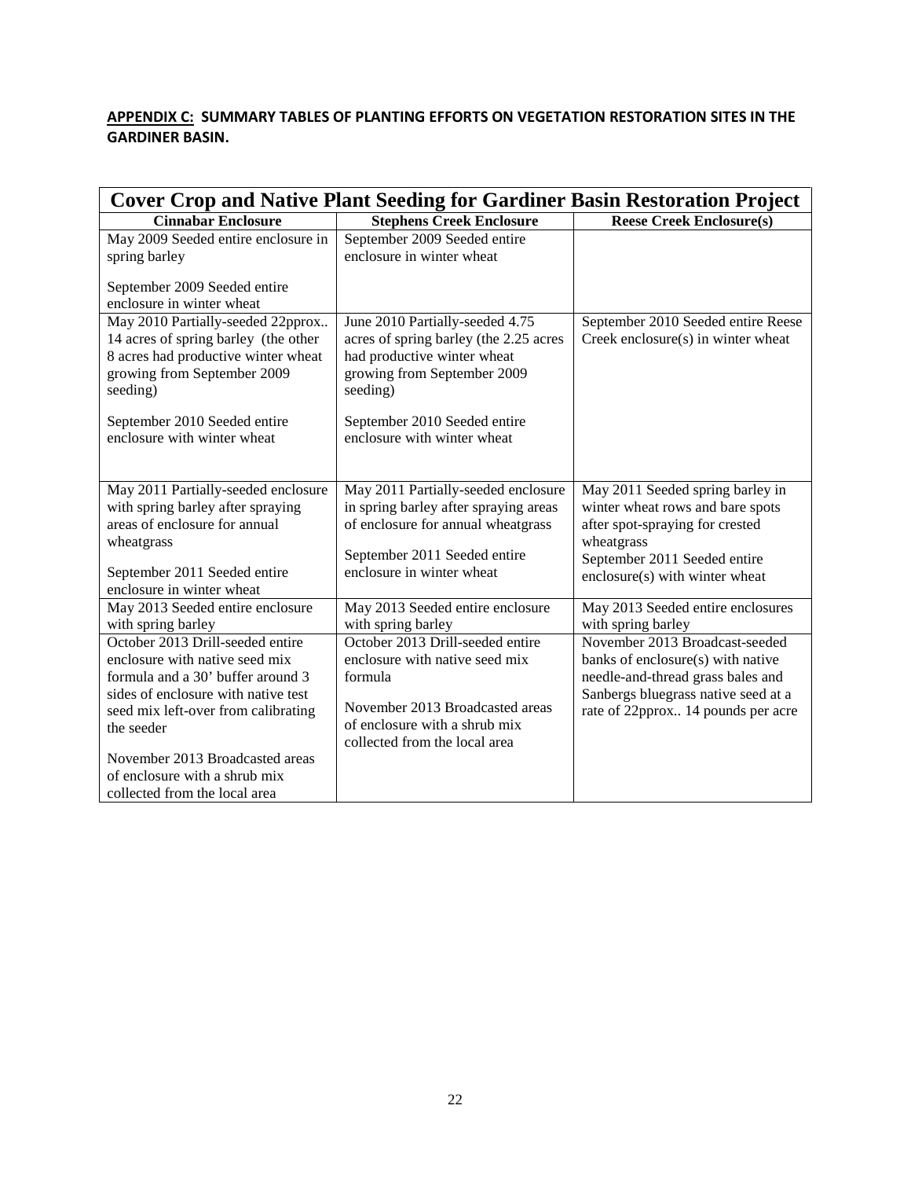**APPENDIX C: SUMMARY TABLES OF PLANTING EFFORTS ON VEGETATION RESTORATION SITES IN THE GARDINER BASIN.**

| Cover Crop and Native Plant Seeding for Gardiner Basin Restoration Project | | |
|---|---|---|
| **Cinnabar Enclosure** | **Stephens Creek Enclosure** | **Reese Creek Enclosure(s)** |
| May 2009 Seeded entire enclosure in spring barley<br><br>September 2009 Seeded entire enclosure in winter wheat | September 2009 Seeded entire enclosure in winter wheat | |
| May 2010 Partially-seeded 22pprox.. 14 acres of spring barley (the other 8 acres had productive winter wheat growing from September 2009 seeding)<br><br>September 2010 Seeded entire enclosure with winter wheat | June 2010 Partially-seeded 4.75 acres of spring barley (the 2.25 acres had productive winter wheat growing from September 2009 seeding)<br><br>September 2010 Seeded entire enclosure with winter wheat | September 2010 Seeded entire Reese Creek enclosure(s) in winter wheat |
| May 2011 Partially-seeded enclosure with spring barley after spraying areas of enclosure for annual wheatgrass<br><br>September 2011 Seeded entire enclosure in winter wheat | May 2011 Partially-seeded enclosure in spring barley after spraying areas of enclosure for annual wheatgrass<br><br>September 2011 Seeded entire enclosure in winter wheat | May 2011 Seeded spring barley in winter wheat rows and bare spots after spot-spraying for crested wheatgrass<br>September 2011 Seeded entire enclosure(s) with winter wheat |
| May 2013 Seeded entire enclosure with spring barley | May 2013 Seeded entire enclosure with spring barley | May 2013 Seeded entire enclosures with spring barley |
| October 2013 Drill-seeded entire enclosure with native seed mix formula and a 30' buffer around 3 sides of enclosure with native test seed mix left-over from calibrating the seeder<br><br>November 2013 Broadcasted areas of enclosure with a shrub mix collected from the local area | October 2013 Drill-seeded entire enclosure with native seed mix formula<br><br>November 2013 Broadcasted areas of enclosure with a shrub mix collected from the local area | November 2013 Broadcast-seeded banks of enclosure(s) with native needle-and-thread grass bales and Sanbergs bluegrass native seed at a rate of 22pprox.. 14 pounds per acre |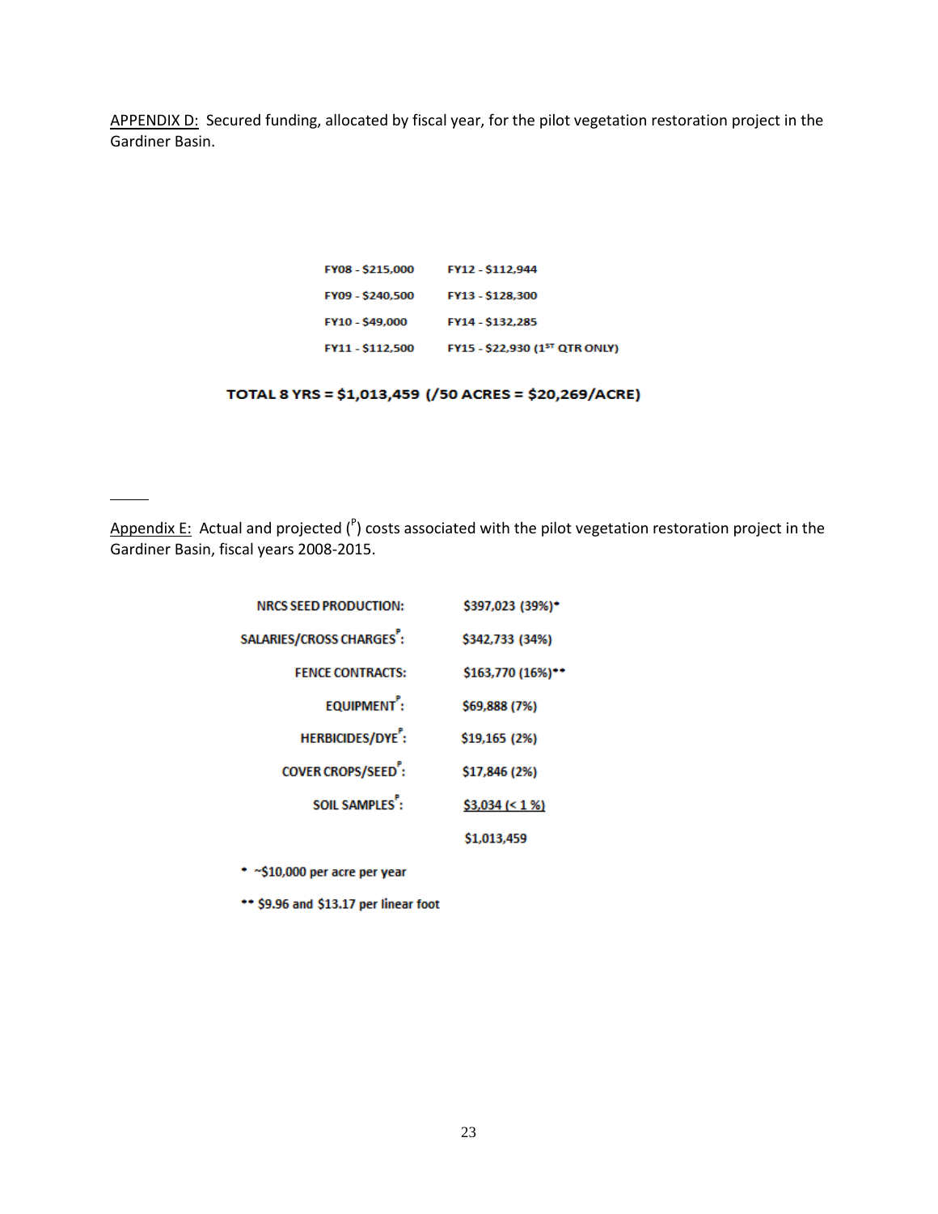<u>APPENDIX D:</u> Secured funding, allocated by fiscal year, for the pilot vegetation restoration project in the Gardiner Basin.

| | |
|---|---|
| FY08 - $215,000 | FY12 - $112,944 |
| FY09 - $240,500 | FY13 - $128,300 |
| FY10 - $49,000 | FY14 - $132,285 |
| FY11 - $112,500 | FY15 - $22,930 (1ST QTR ONLY) |

**TOTAL 8 YRS = $1,013,459 (/50 ACRES = $20,269/ACRE)**

---

<u>Appendix E:</u> Actual and projected ([P]) costs associated with the pilot vegetation restoration project in the Gardiner Basin, fiscal years 2008-2015.

| | |
|---|---|
| NRCS SEED PRODUCTION: | $397,023 (39%)* |
| SALARIES/CROSS CHARGES[P]: | $342,733 (34%) |
| FENCE CONTRACTS: | $163,770 (16%)** |
| EQUIPMENT[P]: | $69,888 (7%) |
| HERBICIDES/DYE[P]: | $19,165 (2%) |
| COVER CROPS/SEED[P]: | $17,846 (2%) |
| SOIL SAMPLES[P]: | $3,034 (< 1 %) |
| | $1,013,459 |

* ~$10,000 per acre per year

** $9.96 and $13.17 per linear foot